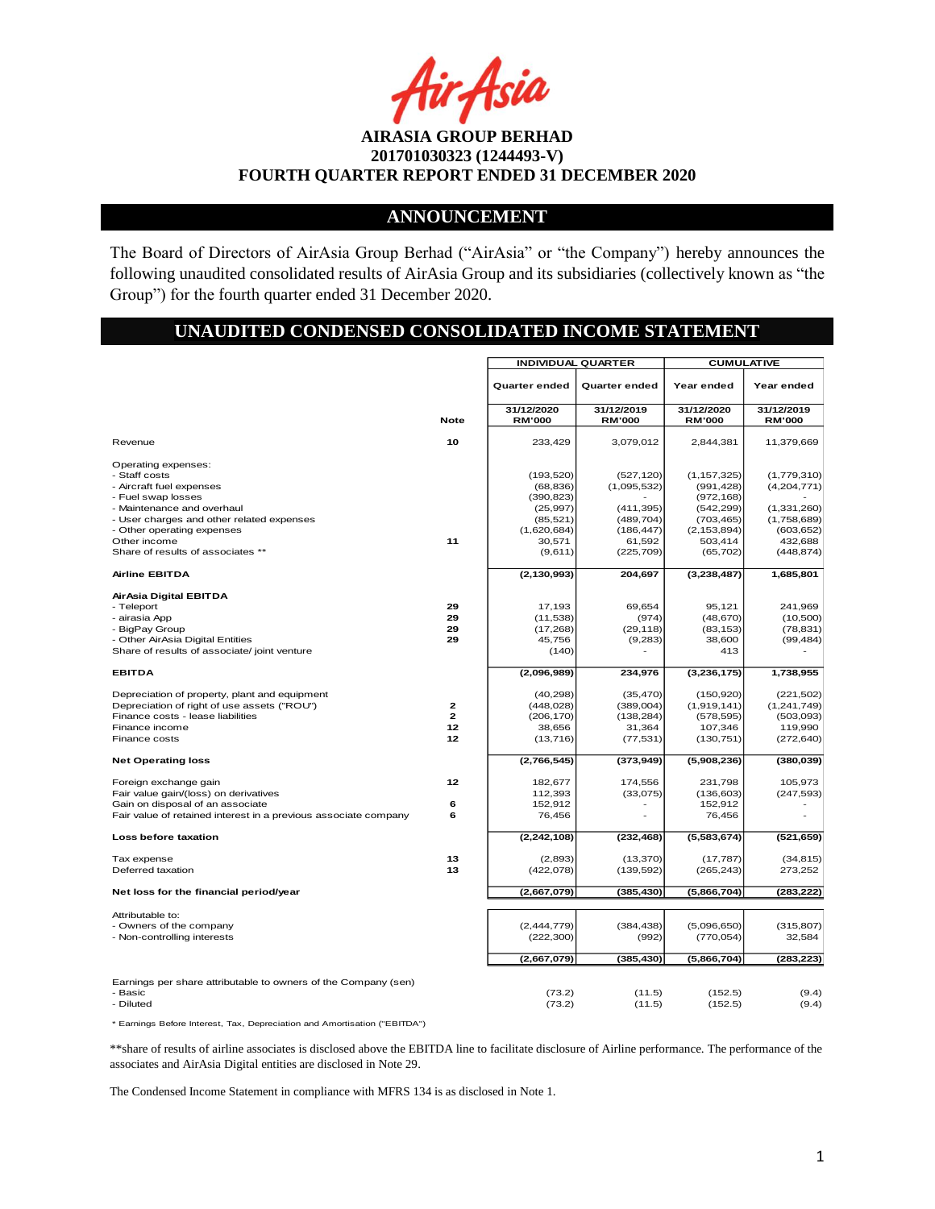**AIRASIA GROUP BERHAD**
**201701030323 (1244493-V)**
**FOURTH QUARTER REPORT ENDED 31 DECEMBER 2020**

## ANNOUNCEMENT

The Board of Directors of AirAsia Group Berhad ("AirAsia" or "the Company") hereby announces the following unaudited consolidated results of AirAsia Group and its subsidiaries (collectively known as "the Group") for the fourth quarter ended 31 December 2020.

## UNAUDITED CONDENSED CONSOLIDATED INCOME STATEMENT

| | | INDIVIDUAL QUARTER | | CUMULATIVE | |
|---|---|---|---|---|---|
| | | Quarter ended | Quarter ended | Year ended | Year ended |
| | Note | 31/12/2020 RM'000 | 31/12/2019 RM'000 | 31/12/2020 RM'000 | 31/12/2019 RM'000 |
| Revenue | 10 | 233,429 | 3,079,012 | 2,844,381 | 11,379,669 |
| Operating expenses: | | | | | |
| - Staff costs | | (193,520) | (527,120) | (1,157,325) | (1,779,310) |
| - Aircraft fuel expenses | | (68,836) | (1,095,532) | (991,428) | (4,204,771) |
| - Fuel swap losses | | (390,823) | - | (972,168) | - |
| - Maintenance and overhaul | | (25,997) | (411,395) | (542,299) | (1,331,260) |
| - User charges and other related expenses | | (85,521) | (489,704) | (703,465) | (1,758,689) |
| - Other operating expenses | | (1,620,684) | (186,447) | (2,153,894) | (603,652) |
| Other income | 11 | 30,571 | 61,592 | 503,414 | 432,688 |
| Share of results of associates ** | | (9,611) | (225,709) | (65,702) | (448,874) |
| **Airline EBITDA** | | (2,130,993) | 204,697 | (3,238,487) | 1,685,801 |
| **AirAsia Digital EBITDA** | | | | | |
| - Teleport | 29 | 17,193 | 69,654 | 95,121 | 241,969 |
| - airasia App | 29 | (11,538) | (974) | (48,670) | (10,500) |
| - BigPay Group | 29 | (17,268) | (29,118) | (83,153) | (78,831) |
| - Other AirAsia Digital Entities | 29 | 45,756 | (9,283) | 38,600 | (99,484) |
| Share of results of associate/ joint venture | | (140) | - | 413 | - |
| **EBITDA** | | (2,096,989) | 234,976 | (3,236,175) | 1,738,955 |
| Depreciation of property, plant and equipment | | (40,298) | (35,470) | (150,920) | (221,502) |
| Depreciation of right of use assets ("ROU") | 2 | (448,028) | (389,004) | (1,919,141) | (1,241,749) |
| Finance costs - lease liabilities | 2 | (206,170) | (138,284) | (578,595) | (503,093) |
| Finance income | 12 | 38,656 | 31,364 | 107,346 | 119,990 |
| Finance costs | 12 | (13,716) | (77,531) | (130,751) | (272,640) |
| **Net Operating loss** | | (2,766,545) | (373,949) | (5,908,236) | (380,039) |
| Foreign exchange gain | 12 | 182,677 | 174,556 | 231,798 | 105,973 |
| Fair value gain/(loss) on derivatives | | 112,393 | (33,075) | (136,603) | (247,593) |
| Gain on disposal of an associate | 6 | 152,912 | - | 152,912 | - |
| Fair value of retained interest in a previous associate company | 6 | 76,456 | - | 76,456 | - |
| **Loss before taxation** | | (2,242,108) | (232,468) | (5,583,674) | (521,659) |
| Tax expense | 13 | (2,893) | (13,370) | (17,787) | (34,815) |
| Deferred taxation | 13 | (422,078) | (139,592) | (265,243) | 273,252 |
| **Net loss for the financial period/year** | | (2,667,079) | (385,430) | (5,866,704) | (283,222) |
| Attributable to: | | | | | |
| - Owners of the company | | (2,444,779) | (384,438) | (5,096,650) | (315,807) |
| - Non-controlling interests | | (222,300) | (992) | (770,054) | 32,584 |
| | | (2,667,079) | (385,430) | (5,866,704) | (283,223) |
| Earnings per share attributable to owners of the Company (sen) | | | | | |
| - Basic | | (73.2) | (11.5) | (152.5) | (9.4) |
| - Diluted | | (73.2) | (11.5) | (152.5) | (9.4) |

\* Earnings Before Interest, Tax, Depreciation and Amortisation ("EBITDA")

**share of results of airline associates is disclosed above the EBITDA line to facilitate disclosure of Airline performance. The performance of the associates and AirAsia Digital entities are disclosed in Note 29.

The Condensed Income Statement in compliance with MFRS 134 is as disclosed in Note 1.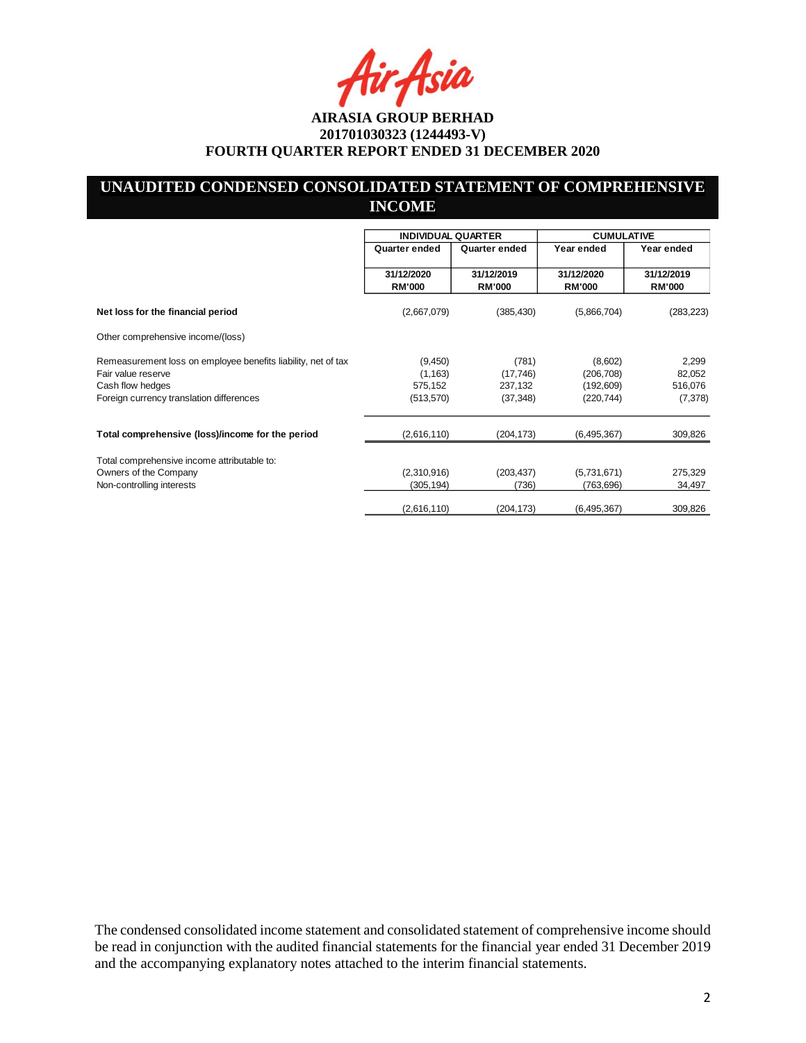**AIRASIA GROUP BERHAD**
**201701030323 (1244493-V)**
**FOURTH QUARTER REPORT ENDED 31 DECEMBER 2020**

## UNAUDITED CONDENSED CONSOLIDATED STATEMENT OF COMPREHENSIVE INCOME

| | INDIVIDUAL QUARTER | | CUMULATIVE | |
|---|---|---|---|---|
| | Quarter ended | Quarter ended | Year ended | Year ended |
| | 31/12/2020 RM'000 | 31/12/2019 RM'000 | 31/12/2020 RM'000 | 31/12/2019 RM'000 |
| **Net loss for the financial period** | (2,667,079) | (385,430) | (5,866,704) | (283,223) |
| Other comprehensive income/(loss) | | | | |
| Remeasurement loss on employee benefits liability, net of tax | (9,450) | (781) | (8,602) | 2,299 |
| Fair value reserve | (1,163) | (17,746) | (206,708) | 82,052 |
| Cash flow hedges | 575,152 | 237,132 | (192,609) | 516,076 |
| Foreign currency translation differences | (513,570) | (37,348) | (220,744) | (7,378) |
| **Total comprehensive (loss)/income for the period** | (2,616,110) | (204,173) | (6,495,367) | 309,826 |
| Total comprehensive income attributable to: | | | | |
| Owners of the Company | (2,310,916) | (203,437) | (5,731,671) | 275,329 |
| Non-controlling interests | (305,194) | (736) | (763,696) | 34,497 |
| | (2,616,110) | (204,173) | (6,495,367) | 309,826 |

The condensed consolidated income statement and consolidated statement of comprehensive income should be read in conjunction with the audited financial statements for the financial year ended 31 December 2019 and the accompanying explanatory notes attached to the interim financial statements.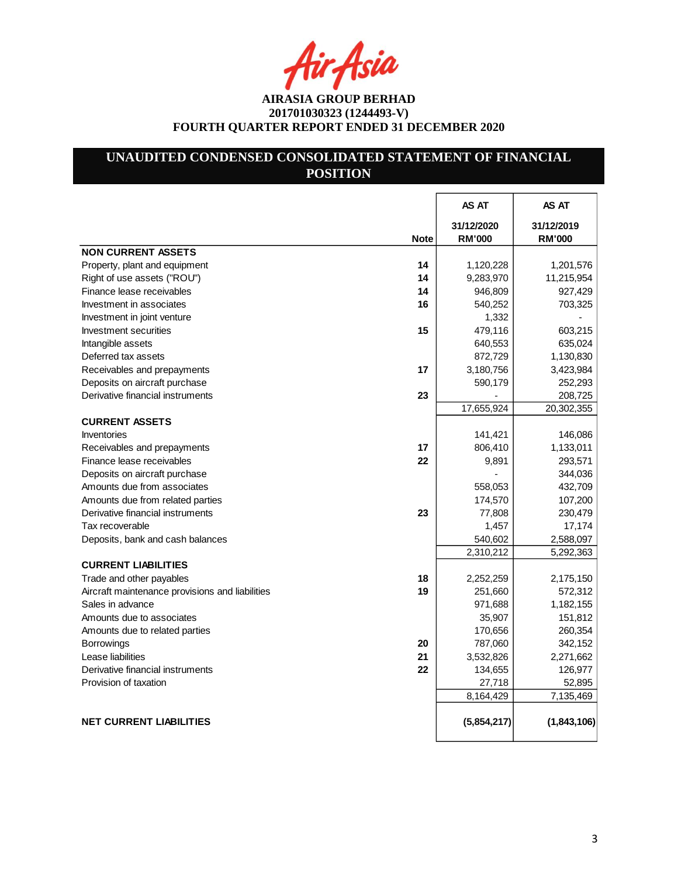**AIRASIA GROUP BERHAD**
**201701030323 (1244493-V)**
**FOURTH QUARTER REPORT ENDED 31 DECEMBER 2020**

## UNAUDITED CONDENSED CONSOLIDATED STATEMENT OF FINANCIAL POSITION

| | Note | AS AT 31/12/2020 RM'000 | AS AT 31/12/2019 RM'000 |
|---|---|---|---|
| **NON CURRENT ASSETS** | | | |
| Property, plant and equipment | 14 | 1,120,228 | 1,201,576 |
| Right of use assets ("ROU") | 14 | 9,283,970 | 11,215,954 |
| Finance lease receivables | 14 | 946,809 | 927,429 |
| Investment in associates | 16 | 540,252 | 703,325 |
| Investment in joint venture | | 1,332 | - |
| Investment securities | 15 | 479,116 | 603,215 |
| Intangible assets | | 640,553 | 635,024 |
| Deferred tax assets | | 872,729 | 1,130,830 |
| Receivables and prepayments | 17 | 3,180,756 | 3,423,984 |
| Deposits on aircraft purchase | | 590,179 | 252,293 |
| Derivative financial instruments | 23 | - | 208,725 |
| | | 17,655,924 | 20,302,355 |
| **CURRENT ASSETS** | | | |
| Inventories | | 141,421 | 146,086 |
| Receivables and prepayments | 17 | 806,410 | 1,133,011 |
| Finance lease receivables | 22 | 9,891 | 293,571 |
| Deposits on aircraft purchase | | - | 344,036 |
| Amounts due from associates | | 558,053 | 432,709 |
| Amounts due from related parties | | 174,570 | 107,200 |
| Derivative financial instruments | 23 | 77,808 | 230,479 |
| Tax recoverable | | 1,457 | 17,174 |
| Deposits, bank and cash balances | | 540,602 | 2,588,097 |
| | | 2,310,212 | 5,292,363 |
| **CURRENT LIABILITIES** | | | |
| Trade and other payables | 18 | 2,252,259 | 2,175,150 |
| Aircraft maintenance provisions and liabilities | 19 | 251,660 | 572,312 |
| Sales in advance | | 971,688 | 1,182,155 |
| Amounts due to associates | | 35,907 | 151,812 |
| Amounts due to related parties | | 170,656 | 260,354 |
| Borrowings | 20 | 787,060 | 342,152 |
| Lease liabilities | 21 | 3,532,826 | 2,271,662 |
| Derivative financial instruments | 22 | 134,655 | 126,977 |
| Provision of taxation | | 27,718 | 52,895 |
| | | 8,164,429 | 7,135,469 |
| **NET CURRENT LIABILITIES** | | **(5,854,217)** | **(1,843,106)** |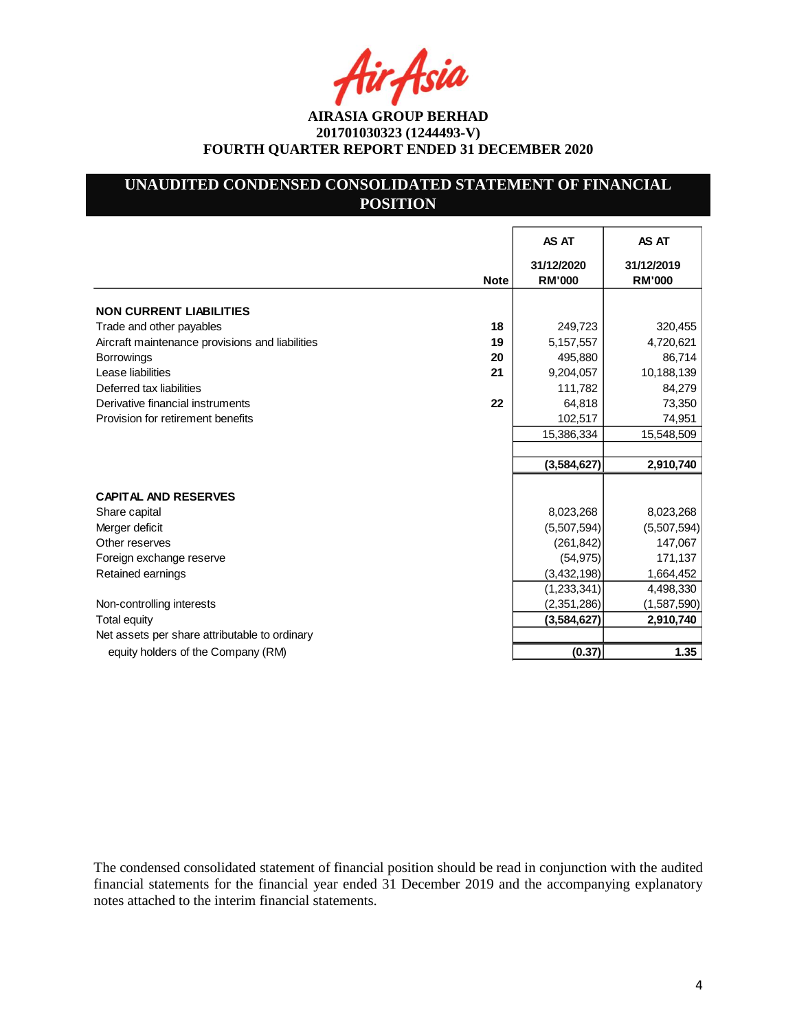AirAsia

**AIRASIA GROUP BERHAD**
**201701030323 (1244493-V)**
**FOURTH QUARTER REPORT ENDED 31 DECEMBER 2020**

## UNAUDITED CONDENSED CONSOLIDATED STATEMENT OF FINANCIAL POSITION

| | Note | AS AT 31/12/2020 RM'000 | AS AT 31/12/2019 RM'000 |
|---|---|---|---|
| **NON CURRENT LIABILITIES** | | | |
| Trade and other payables | 18 | 249,723 | 320,455 |
| Aircraft maintenance provisions and liabilities | 19 | 5,157,557 | 4,720,621 |
| Borrowings | 20 | 495,880 | 86,714 |
| Lease liabilities | 21 | 9,204,057 | 10,188,139 |
| Deferred tax liabilities | | 111,782 | 84,279 |
| Derivative financial instruments | 22 | 64,818 | 73,350 |
| Provision for retirement benefits | | 102,517 | 74,951 |
| | | 15,386,334 | 15,548,509 |
| | | | |
| | | **(3,584,627)** | **2,910,740** |
| | | | |
| **CAPITAL AND RESERVES** | | | |
| Share capital | | 8,023,268 | 8,023,268 |
| Merger deficit | | (5,507,594) | (5,507,594) |
| Other reserves | | (261,842) | 147,067 |
| Foreign exchange reserve | | (54,975) | 171,137 |
| Retained earnings | | (3,432,198) | 1,664,452 |
| | | (1,233,341) | 4,498,330 |
| Non-controlling interests | | (2,351,286) | (1,587,590) |
| Total equity | | **(3,584,627)** | **2,910,740** |
| Net assets per share attributable to ordinary equity holders of the Company (RM) | | **(0.37)** | **1.35** |

The condensed consolidated statement of financial position should be read in conjunction with the audited financial statements for the financial year ended 31 December 2019 and the accompanying explanatory notes attached to the interim financial statements.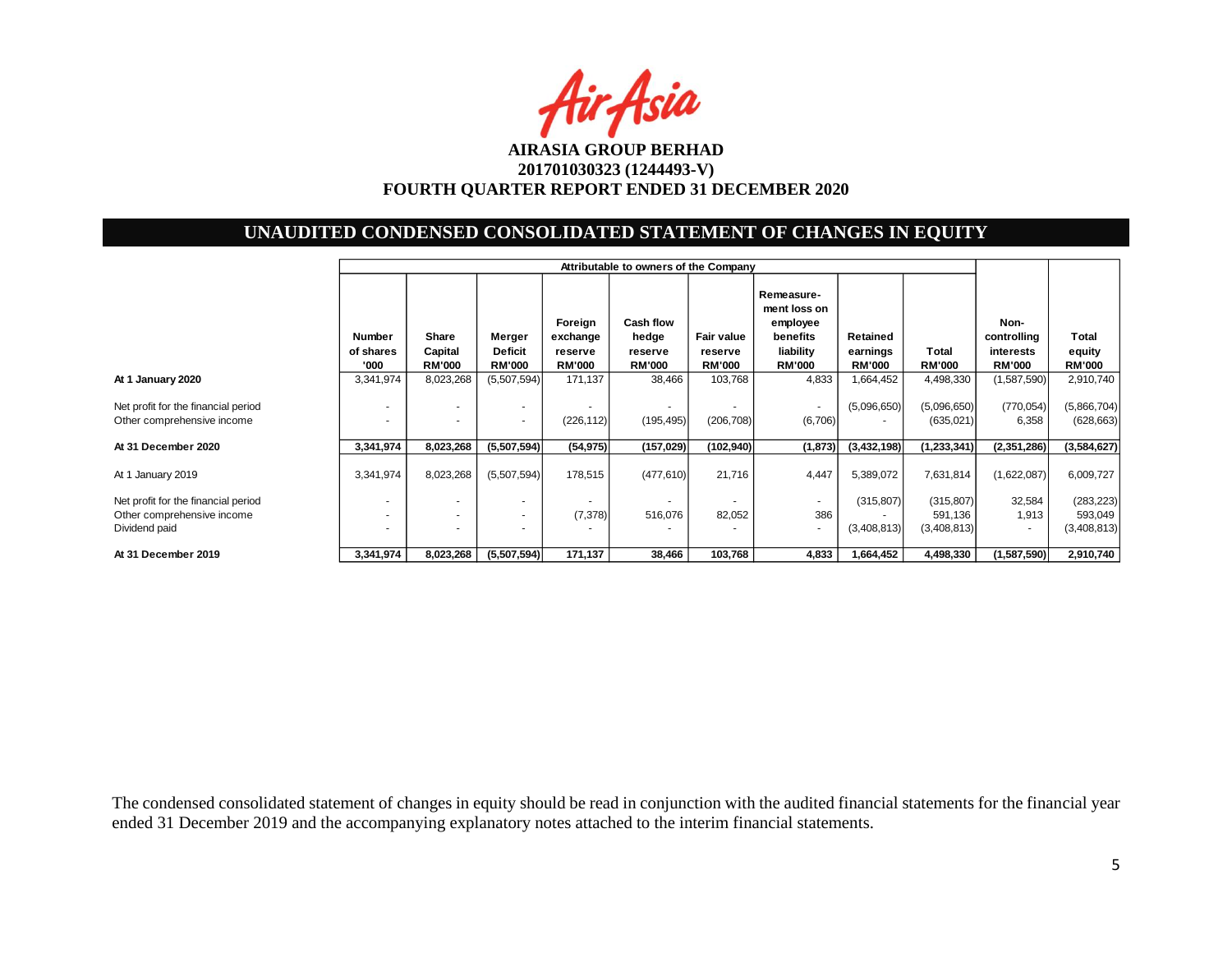**AIRASIA GROUP BERHAD**
**201701030323 (1244493-V)**
**FOURTH QUARTER REPORT ENDED 31 DECEMBER 2020**

## UNAUDITED CONDENSED CONSOLIDATED STATEMENT OF CHANGES IN EQUITY

| | Attributable to owners of the Company | | | | | | | | | | |
|---|---|---|---|---|---|---|---|---|---|---|---|
| | Number of shares '000 | Share Capital RM'000 | Merger Deficit RM'000 | Foreign exchange reserve RM'000 | Cash flow hedge reserve RM'000 | Fair value reserve RM'000 | Remeasure-ment loss on employee benefits liability RM'000 | Retained earnings RM'000 | Total RM'000 | Non-controlling interests RM'000 | Total equity RM'000 |
| **At 1 January 2020** | 3,341,974 | 8,023,268 | (5,507,594) | 171,137 | 38,466 | 103,768 | 4,833 | 1,664,452 | 4,498,330 | (1,587,590) | 2,910,740 |
| Net profit for the financial period | - | - | - | - | - | - | - | (5,096,650) | (5,096,650) | (770,054) | (5,866,704) |
| Other comprehensive income | - | - | - | (226,112) | (195,495) | (206,708) | (6,706) | - | (635,021) | 6,358 | (628,663) |
| **At 31 December 2020** | **3,341,974** | **8,023,268** | **(5,507,594)** | **(54,975)** | **(157,029)** | **(102,940)** | **(1,873)** | **(3,432,198)** | **(1,233,341)** | **(2,351,286)** | **(3,584,627)** |
| At 1 January 2019 | 3,341,974 | 8,023,268 | (5,507,594) | 178,515 | (477,610) | 21,716 | 4,447 | 5,389,072 | 7,631,814 | (1,622,087) | 6,009,727 |
| Net profit for the financial period | - | - | - | - | - | - | - | (315,807) | (315,807) | 32,584 | (283,223) |
| Other comprehensive income | - | - | - | (7,378) | 516,076 | 82,052 | 386 | - | 591,136 | 1,913 | 593,049 |
| Dividend paid | - | - | - | - | - | - | - | (3,408,813) | (3,408,813) | - | (3,408,813) |
| **At 31 December 2019** | **3,341,974** | **8,023,268** | **(5,507,594)** | **171,137** | **38,466** | **103,768** | **4,833** | **1,664,452** | **4,498,330** | **(1,587,590)** | **2,910,740** |

The condensed consolidated statement of changes in equity should be read in conjunction with the audited financial statements for the financial year ended 31 December 2019 and the accompanying explanatory notes attached to the interim financial statements.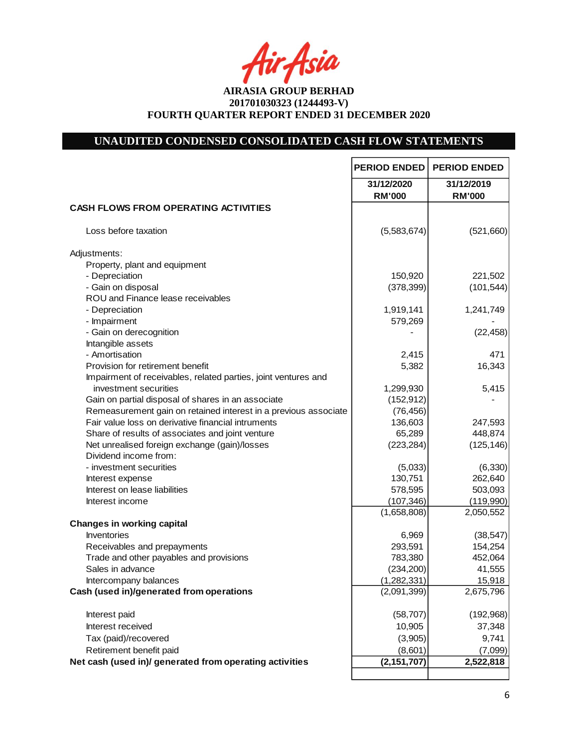AirAsia

**AIRASIA GROUP BERHAD**
**201701030323 (1244493-V)**
**FOURTH QUARTER REPORT ENDED 31 DECEMBER 2020**

## UNAUDITED CONDENSED CONSOLIDATED CASH FLOW STATEMENTS

| | PERIOD ENDED | PERIOD ENDED |
|---|---|---|
| | **31/12/2020** | **31/12/2019** |
| | **RM'000** | **RM'000** |
| **CASH FLOWS FROM OPERATING ACTIVITIES** | | |
| Loss before taxation | (5,583,674) | (521,660) |
| Adjustments: | | |
| Property, plant and equipment | | |
| - Depreciation | 150,920 | 221,502 |
| - Gain on disposal | (378,399) | (101,544) |
| ROU and Finance lease receivables | | |
| - Depreciation | 1,919,141 | 1,241,749 |
| - Impairment | 579,269 | - |
| - Gain on derecognition | - | (22,458) |
| Intangible assets | | |
| - Amortisation | 2,415 | 471 |
| Provision for retirement benefit | 5,382 | 16,343 |
| Impairment of receivables, related parties, joint ventures and investment securities | 1,299,930 | 5,415 |
| Gain on partial disposal of shares in an associate | (152,912) | - |
| Remeasurement gain on retained interest in a previous associate | (76,456) | |
| Fair value loss on derivative financial intruments | 136,603 | 247,593 |
| Share of results of associates and joint venture | 65,289 | 448,874 |
| Net unrealised foreign exchange (gain)/losses | (223,284) | (125,146) |
| Dividend income from: | | |
| - investment securities | (5,033) | (6,330) |
| Interest expense | 130,751 | 262,640 |
| Interest on lease liabilities | 578,595 | 503,093 |
| Interest income | (107,346) | (119,990) |
| | (1,658,808) | 2,050,552 |
| **Changes in working capital** | | |
| Inventories | 6,969 | (38,547) |
| Receivables and prepayments | 293,591 | 154,254 |
| Trade and other payables and provisions | 783,380 | 452,064 |
| Sales in advance | (234,200) | 41,555 |
| Intercompany balances | (1,282,331) | 15,918 |
| **Cash (used in)/generated from operations** | (2,091,399) | 2,675,796 |
| Interest paid | (58,707) | (192,968) |
| Interest received | 10,905 | 37,348 |
| Tax (paid)/recovered | (3,905) | 9,741 |
| Retirement benefit paid | (8,601) | (7,099) |
| **Net cash (used in)/ generated from operating activities** | **(2,151,707)** | **2,522,818** |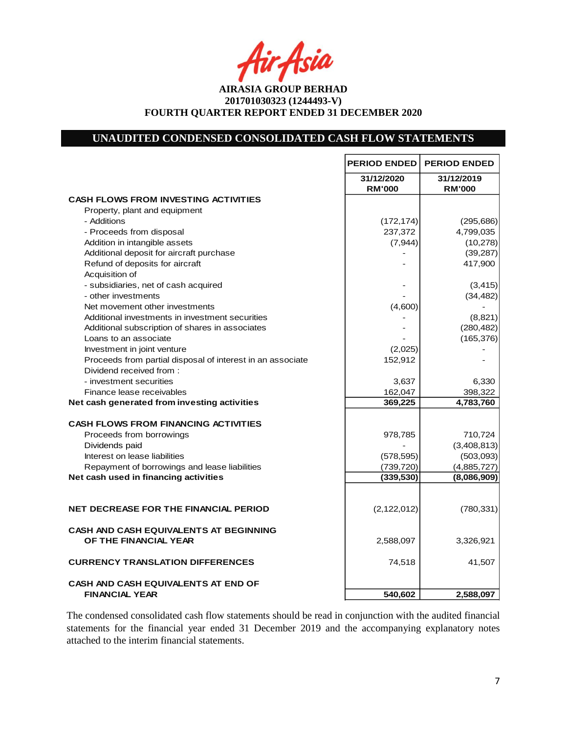AirAsia

**AIRASIA GROUP BERHAD**
**201701030323 (1244493-V)**
**FOURTH QUARTER REPORT ENDED 31 DECEMBER 2020**

## UNAUDITED CONDENSED CONSOLIDATED CASH FLOW STATEMENTS

| | PERIOD ENDED | PERIOD ENDED |
|---|---|---|
| | 31/12/2020 RM'000 | 31/12/2019 RM'000 |
| **CASH FLOWS FROM INVESTING ACTIVITIES** | | |
| Property, plant and equipment | | |
| - Additions | (172,174) | (295,686) |
| - Proceeds from disposal | 237,372 | 4,799,035 |
| Addition in intangible assets | (7,944) | (10,278) |
| Additional deposit for aircraft purchase | - | (39,287) |
| Refund of deposits for aircraft | - | 417,900 |
| Acquisition of | | |
| - subsidiaries, net of cash acquired | - | (3,415) |
| - other investments | - | (34,482) |
| Net movement other investments | (4,600) | - |
| Additional investments in investment securities | - | (8,821) |
| Additional subscription of shares in associates | - | (280,482) |
| Loans to an associate | - | (165,376) |
| Investment in joint venture | (2,025) | - |
| Proceeds from partial disposal of interest in an associate | 152,912 | - |
| Dividend received from : | | |
| - investment securities | 3,637 | 6,330 |
| Finance lease receivables | 162,047 | 398,322 |
| **Net cash generated from investing activities** | **369,225** | **4,783,760** |
| | | |
| **CASH FLOWS FROM FINANCING ACTIVITIES** | | |
| Proceeds from borrowings | 978,785 | 710,724 |
| Dividends paid | - | (3,408,813) |
| Interest on lease liabilities | (578,595) | (503,093) |
| Repayment of borrowings and lease liabilities | (739,720) | (4,885,727) |
| **Net cash used in financing activities** | **(339,530)** | **(8,086,909)** |
| | | |
| **NET DECREASE FOR THE FINANCIAL PERIOD** | (2,122,012) | (780,331) |
| | | |
| **CASH AND CASH EQUIVALENTS AT BEGINNING OF THE FINANCIAL YEAR** | 2,588,097 | 3,326,921 |
| | | |
| **CURRENCY TRANSLATION DIFFERENCES** | 74,518 | 41,507 |
| | | |
| **CASH AND CASH EQUIVALENTS AT END OF FINANCIAL YEAR** | **540,602** | **2,588,097** |

The condensed consolidated cash flow statements should be read in conjunction with the audited financial statements for the financial year ended 31 December 2019 and the accompanying explanatory notes attached to the interim financial statements.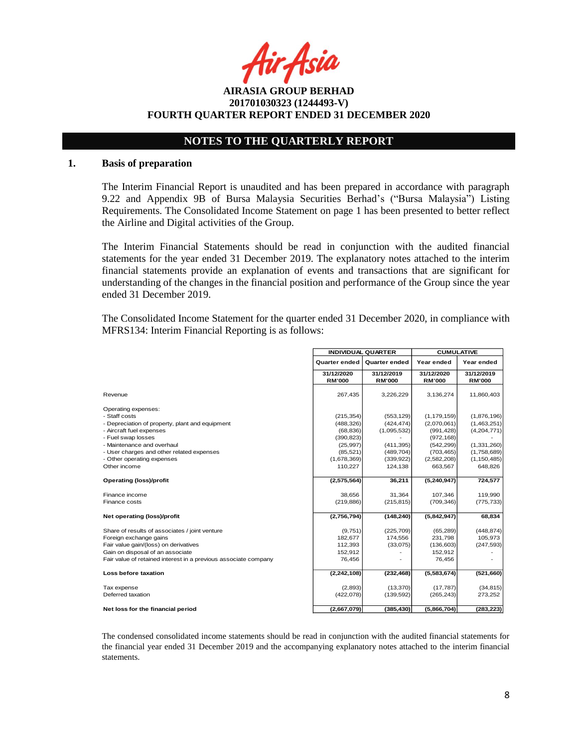# NOTES TO THE QUARTERLY REPORT

## 1. Basis of preparation

The Interim Financial Report is unaudited and has been prepared in accordance with paragraph 9.22 and Appendix 9B of Bursa Malaysia Securities Berhad's ("Bursa Malaysia") Listing Requirements. The Consolidated Income Statement on page 1 has been presented to better reflect the Airline and Digital activities of the Group.

The Interim Financial Statements should be read in conjunction with the audited financial statements for the year ended 31 December 2019. The explanatory notes attached to the interim financial statements provide an explanation of events and transactions that are significant for understanding of the changes in the financial position and performance of the Group since the year ended 31 December 2019.

The Consolidated Income Statement for the quarter ended 31 December 2020, in compliance with MFRS134: Interim Financial Reporting is as follows:

| | INDIVIDUAL QUARTER | | CUMULATIVE | |
|---|---|---|---|---|
| | Quarter ended | Quarter ended | Year ended | Year ended |
| | 31/12/2020 RM'000 | 31/12/2019 RM'000 | 31/12/2020 RM'000 | 31/12/2019 RM'000 |
| Revenue | 267,435 | 3,226,229 | 3,136,274 | 11,860,403 |
| Operating expenses: | | | | |
| - Staff costs | (215,354) | (553,129) | (1,179,159) | (1,876,196) |
| - Depreciation of property, plant and equipment | (488,326) | (424,474) | (2,070,061) | (1,463,251) |
| - Aircraft fuel expenses | (68,836) | (1,095,532) | (991,428) | (4,204,771) |
| - Fuel swap losses | (390,823) | - | (972,168) | - |
| - Maintenance and overhaul | (25,997) | (411,395) | (542,299) | (1,331,260) |
| - User charges and other related expenses | (85,521) | (489,704) | (703,465) | (1,758,689) |
| - Other operating expenses | (1,678,369) | (339,922) | (2,582,208) | (1,150,485) |
| Other income | 110,227 | 124,138 | 663,567 | 648,826 |
| **Operating (loss)/profit** | **(2,575,564)** | **36,211** | **(5,240,947)** | **724,577** |
| Finance income | 38,656 | 31,364 | 107,346 | 119,990 |
| Finance costs | (219,886) | (215,815) | (709,346) | (775,733) |
| **Net operating (loss)/profit** | **(2,756,794)** | **(148,240)** | **(5,842,947)** | **68,834** |
| Share of results of associates / joint venture | (9,751) | (225,709) | (65,289) | (448,874) |
| Foreign exchange gains | 182,677 | 174,556 | 231,798 | 105,973 |
| Fair value gain/(loss) on derivatives | 112,393 | (33,075) | (136,603) | (247,593) |
| Gain on disposal of an associate | 152,912 | - | 152,912 | - |
| Fair value of retained interest in a previous associate company | 76,456 | - | 76,456 | - |
| **Loss before taxation** | **(2,242,108)** | **(232,468)** | **(5,583,674)** | **(521,660)** |
| Tax expense | (2,893) | (13,370) | (17,787) | (34,815) |
| Deferred taxation | (422,078) | (139,592) | (265,243) | 273,252 |
| **Net loss for the financial period** | **(2,667,079)** | **(385,430)** | **(5,866,704)** | **(283,223)** |

The condensed consolidated income statements should be read in conjunction with the audited financial statements for the financial year ended 31 December 2019 and the accompanying explanatory notes attached to the interim financial statements.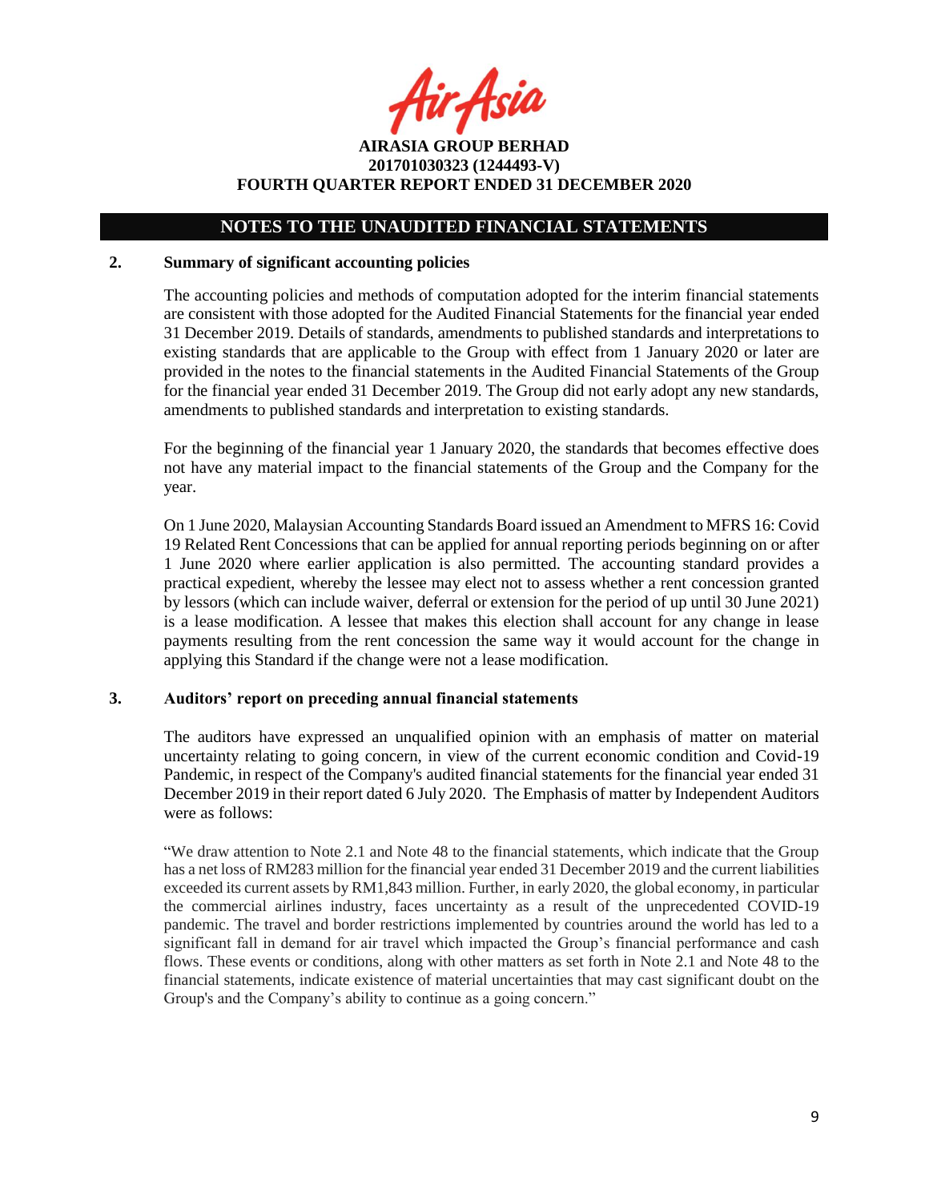## NOTES TO THE UNAUDITED FINANCIAL STATEMENTS

### 2. Summary of significant accounting policies

The accounting policies and methods of computation adopted for the interim financial statements are consistent with those adopted for the Audited Financial Statements for the financial year ended 31 December 2019. Details of standards, amendments to published standards and interpretations to existing standards that are applicable to the Group with effect from 1 January 2020 or later are provided in the notes to the financial statements in the Audited Financial Statements of the Group for the financial year ended 31 December 2019. The Group did not early adopt any new standards, amendments to published standards and interpretation to existing standards.

For the beginning of the financial year 1 January 2020, the standards that becomes effective does not have any material impact to the financial statements of the Group and the Company for the year.

On 1 June 2020, Malaysian Accounting Standards Board issued an Amendment to MFRS 16: Covid 19 Related Rent Concessions that can be applied for annual reporting periods beginning on or after 1 June 2020 where earlier application is also permitted. The accounting standard provides a practical expedient, whereby the lessee may elect not to assess whether a rent concession granted by lessors (which can include waiver, deferral or extension for the period of up until 30 June 2021) is a lease modification. A lessee that makes this election shall account for any change in lease payments resulting from the rent concession the same way it would account for the change in applying this Standard if the change were not a lease modification.

### 3. Auditors' report on preceding annual financial statements

The auditors have expressed an unqualified opinion with an emphasis of matter on material uncertainty relating to going concern, in view of the current economic condition and Covid-19 Pandemic, in respect of the Company's audited financial statements for the financial year ended 31 December 2019 in their report dated 6 July 2020. The Emphasis of matter by Independent Auditors were as follows:

"We draw attention to Note 2.1 and Note 48 to the financial statements, which indicate that the Group has a net loss of RM283 million for the financial year ended 31 December 2019 and the current liabilities exceeded its current assets by RM1,843 million. Further, in early 2020, the global economy, in particular the commercial airlines industry, faces uncertainty as a result of the unprecedented COVID-19 pandemic. The travel and border restrictions implemented by countries around the world has led to a significant fall in demand for air travel which impacted the Group's financial performance and cash flows. These events or conditions, along with other matters as set forth in Note 2.1 and Note 48 to the financial statements, indicate existence of material uncertainties that may cast significant doubt on the Group's and the Company's ability to continue as a going concern."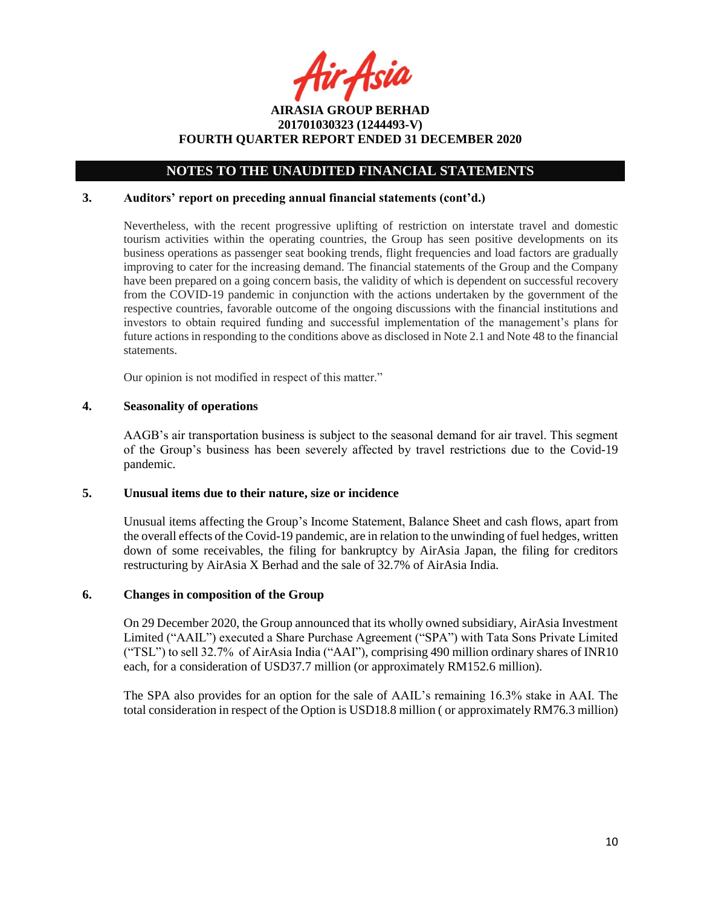## NOTES TO THE UNAUDITED FINANCIAL STATEMENTS

### 3. Auditors' report on preceding annual financial statements (cont'd.)

Nevertheless, with the recent progressive uplifting of restriction on interstate travel and domestic tourism activities within the operating countries, the Group has seen positive developments on its business operations as passenger seat booking trends, flight frequencies and load factors are gradually improving to cater for the increasing demand. The financial statements of the Group and the Company have been prepared on a going concern basis, the validity of which is dependent on successful recovery from the COVID-19 pandemic in conjunction with the actions undertaken by the government of the respective countries, favorable outcome of the ongoing discussions with the financial institutions and investors to obtain required funding and successful implementation of the management's plans for future actions in responding to the conditions above as disclosed in Note 2.1 and Note 48 to the financial statements.

Our opinion is not modified in respect of this matter."

### 4. Seasonality of operations

AAGB's air transportation business is subject to the seasonal demand for air travel. This segment of the Group's business has been severely affected by travel restrictions due to the Covid-19 pandemic.

### 5. Unusual items due to their nature, size or incidence

Unusual items affecting the Group's Income Statement, Balance Sheet and cash flows, apart from the overall effects of the Covid-19 pandemic, are in relation to the unwinding of fuel hedges, written down of some receivables, the filing for bankruptcy by AirAsia Japan, the filing for creditors restructuring by AirAsia X Berhad and the sale of 32.7% of AirAsia India.

### 6. Changes in composition of the Group

On 29 December 2020, the Group announced that its wholly owned subsidiary, AirAsia Investment Limited ("AAIL") executed a Share Purchase Agreement ("SPA") with Tata Sons Private Limited ("TSL") to sell 32.7% of AirAsia India ("AAI"), comprising 490 million ordinary shares of INR10 each, for a consideration of USD37.7 million (or approximately RM152.6 million).

The SPA also provides for an option for the sale of AAIL's remaining 16.3% stake in AAI. The total consideration in respect of the Option is USD18.8 million ( or approximately RM76.3 million)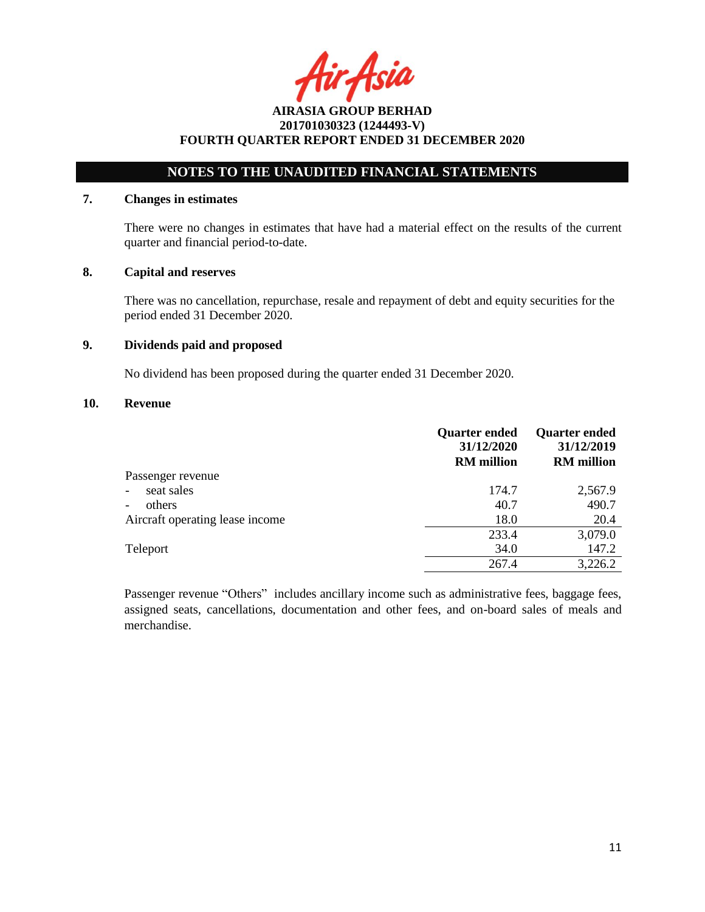## NOTES TO THE UNAUDITED FINANCIAL STATEMENTS

### 7. Changes in estimates

There were no changes in estimates that have had a material effect on the results of the current quarter and financial period-to-date.

### 8. Capital and reserves

There was no cancellation, repurchase, resale and repayment of debt and equity securities for the period ended 31 December 2020.

### 9. Dividends paid and proposed

No dividend has been proposed during the quarter ended 31 December 2020.

### 10. Revenue

| | Quarter ended 31/12/2020 RM million | Quarter ended 31/12/2019 RM million |
|---|---|---|
| Passenger revenue | | |
| - seat sales | 174.7 | 2,567.9 |
| - others | 40.7 | 490.7 |
| Aircraft operating lease income | 18.0 | 20.4 |
| | 233.4 | 3,079.0 |
| Teleport | 34.0 | 147.2 |
| | 267.4 | 3,226.2 |

Passenger revenue "Others" includes ancillary income such as administrative fees, baggage fees, assigned seats, cancellations, documentation and other fees, and on-board sales of meals and merchandise.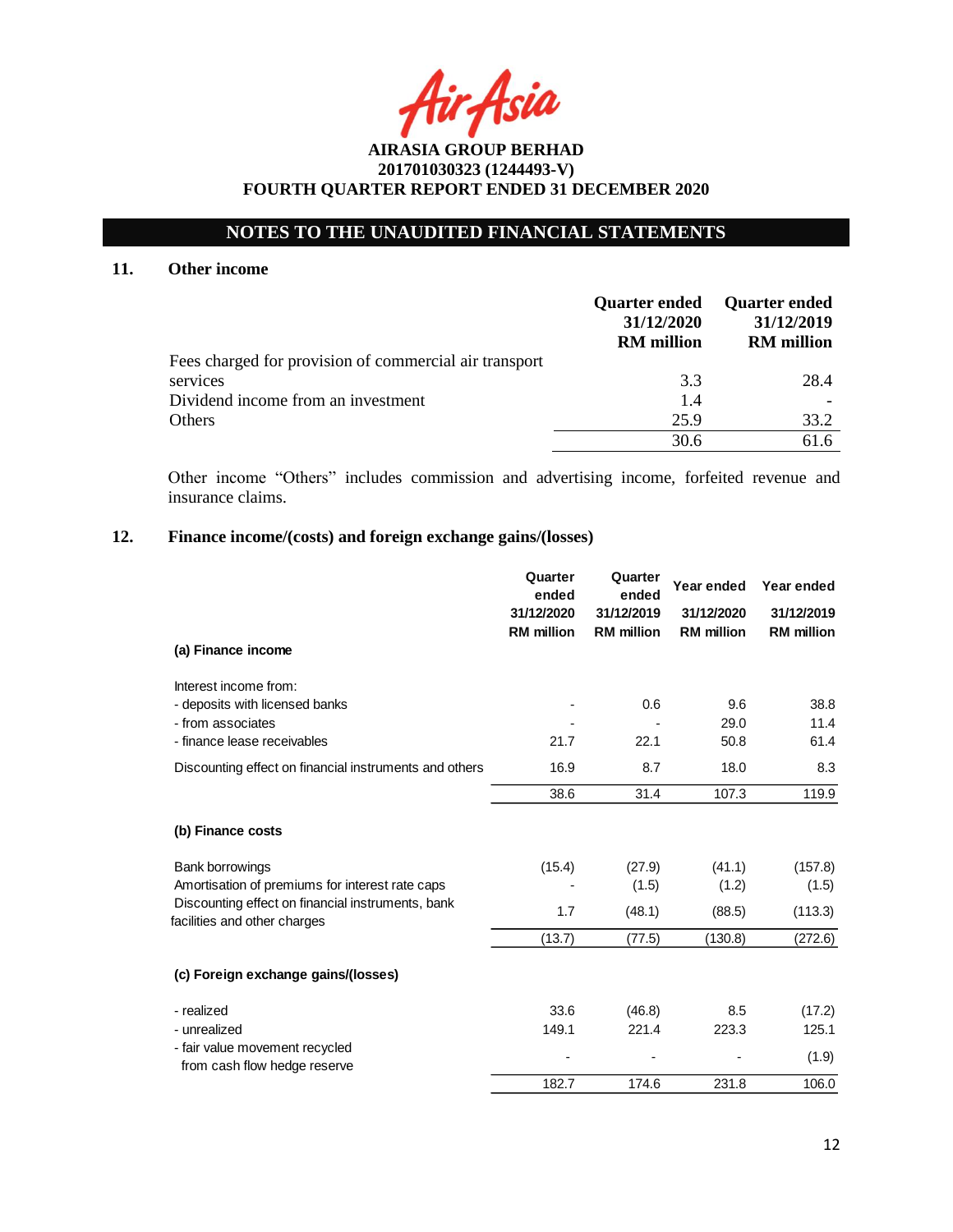**AIRASIA GROUP BERHAD**
**201701030323 (1244493-V)**
**FOURTH QUARTER REPORT ENDED 31 DECEMBER 2020**

## NOTES TO THE UNAUDITED FINANCIAL STATEMENTS

### 11. Other income

| | Quarter ended 31/12/2020 RM million | Quarter ended 31/12/2019 RM million |
|---|---|---|
| Fees charged for provision of commercial air transport services | 3.3 | 28.4 |
| Dividend income from an investment | 1.4 | - |
| Others | 25.9 | 33.2 |
| | 30.6 | 61.6 |

Other income "Others" includes commission and advertising income, forfeited revenue and insurance claims.

### 12. Finance income/(costs) and foreign exchange gains/(losses)

| | Quarter ended 31/12/2020 RM million | Quarter ended 31/12/2019 RM million | Year ended 31/12/2020 RM million | Year ended 31/12/2019 RM million |
|---|---|---|---|---|
| **(a) Finance income** | | | | |
| Interest income from: | | | | |
| - deposits with licensed banks | - | 0.6 | 9.6 | 38.8 |
| - from associates | - | - | 29.0 | 11.4 |
| - finance lease receivables | 21.7 | 22.1 | 50.8 | 61.4 |
| Discounting effect on financial instruments and others | 16.9 | 8.7 | 18.0 | 8.3 |
| | 38.6 | 31.4 | 107.3 | 119.9 |
| **(b) Finance costs** | | | | |
| Bank borrowings | (15.4) | (27.9) | (41.1) | (157.8) |
| Amortisation of premiums for interest rate caps | - | (1.5) | (1.2) | (1.5) |
| Discounting effect on financial instruments, bank facilities and other charges | 1.7 | (48.1) | (88.5) | (113.3) |
| | (13.7) | (77.5) | (130.8) | (272.6) |
| **(c) Foreign exchange gains/(losses)** | | | | |
| - realized | 33.6 | (46.8) | 8.5 | (17.2) |
| - unrealized | 149.1 | 221.4 | 223.3 | 125.1 |
| - fair value movement recycled from cash flow hedge reserve | - | - | - | (1.9) |
| | 182.7 | 174.6 | 231.8 | 106.0 |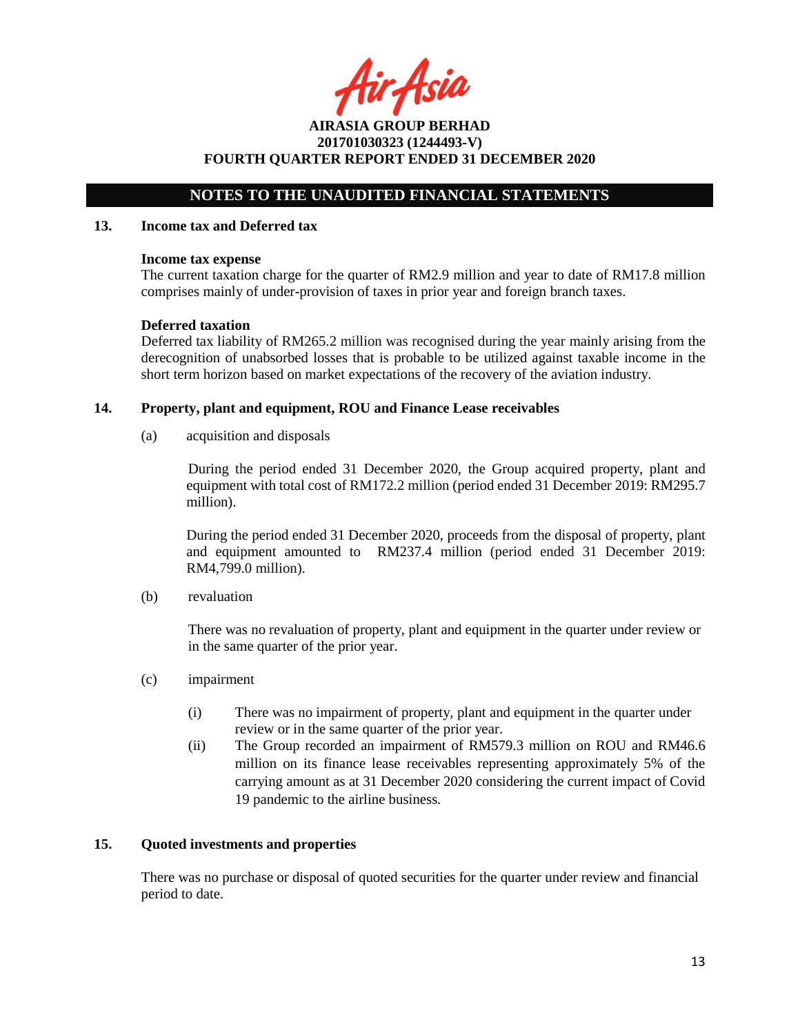## NOTES TO THE UNAUDITED FINANCIAL STATEMENTS

### 13. Income tax and Deferred tax

**Income tax expense**

The current taxation charge for the quarter of RM2.9 million and year to date of RM17.8 million comprises mainly of under-provision of taxes in prior year and foreign branch taxes.

**Deferred taxation**

Deferred tax liability of RM265.2 million was recognised during the year mainly arising from the derecognition of unabsorbed losses that is probable to be utilized against taxable income in the short term horizon based on market expectations of the recovery of the aviation industry.

### 14. Property, plant and equipment, ROU and Finance Lease receivables

(a) acquisition and disposals

During the period ended 31 December 2020, the Group acquired property, plant and equipment with total cost of RM172.2 million (period ended 31 December 2019: RM295.7 million).

During the period ended 31 December 2020, proceeds from the disposal of property, plant and equipment amounted to RM237.4 million (period ended 31 December 2019: RM4,799.0 million).

(b) revaluation

There was no revaluation of property, plant and equipment in the quarter under review or in the same quarter of the prior year.

(c) impairment

(i) There was no impairment of property, plant and equipment in the quarter under review or in the same quarter of the prior year.

(ii) The Group recorded an impairment of RM579.3 million on ROU and RM46.6 million on its finance lease receivables representing approximately 5% of the carrying amount as at 31 December 2020 considering the current impact of Covid 19 pandemic to the airline business.

### 15. Quoted investments and properties

There was no purchase or disposal of quoted securities for the quarter under review and financial period to date.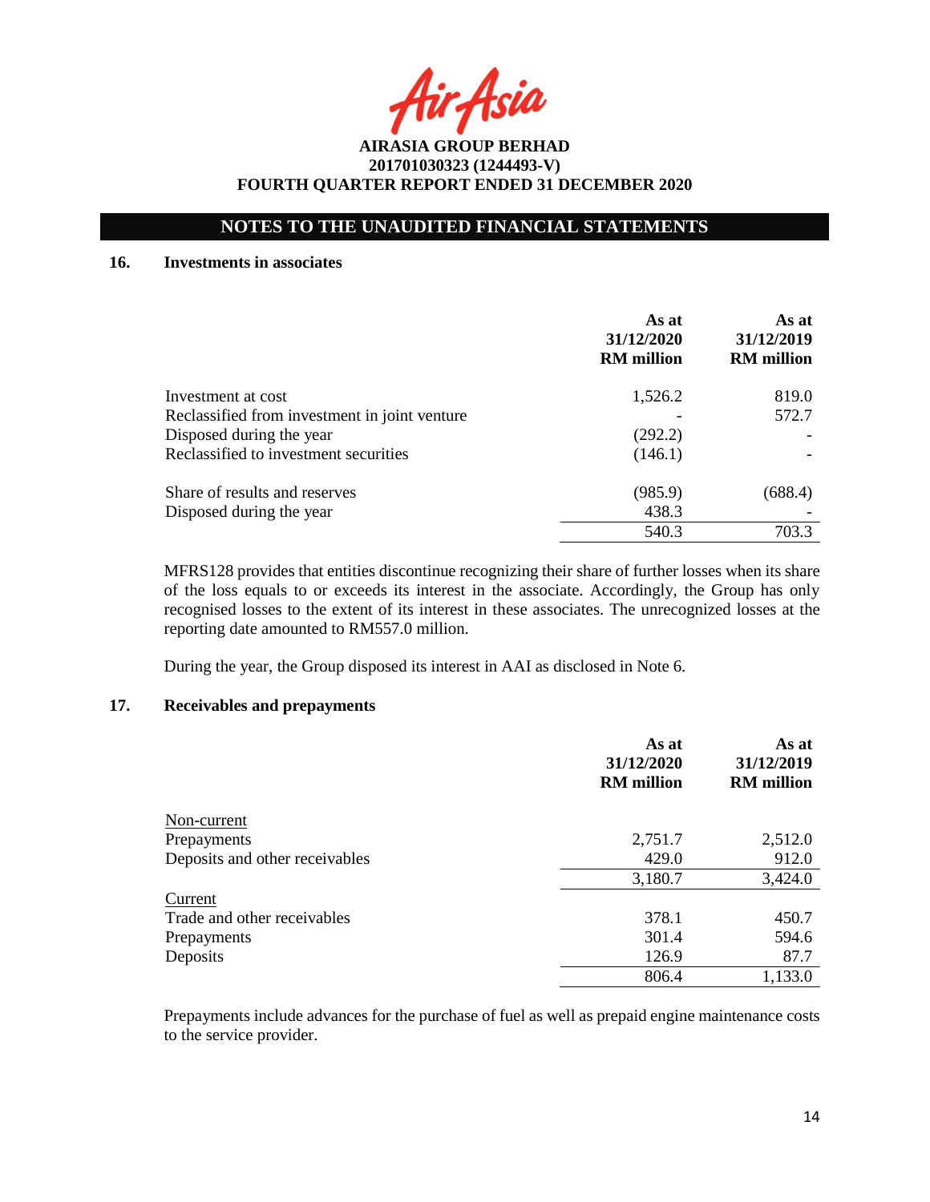# AIRASIA GROUP BERHAD
**201701030323 (1244493-V)**
**FOURTH QUARTER REPORT ENDED 31 DECEMBER 2020**

## NOTES TO THE UNAUDITED FINANCIAL STATEMENTS

### 16. Investments in associates

| | As at 31/12/2020 RM million | As at 31/12/2019 RM million |
|---|---|---|
| Investment at cost | 1,526.2 | 819.0 |
| Reclassified from investment in joint venture | - | 572.7 |
| Disposed during the year | (292.2) | - |
| Reclassified to investment securities | (146.1) | - |
| Share of results and reserves | (985.9) | (688.4) |
| Disposed during the year | 438.3 | - |
| | 540.3 | 703.3 |

MFRS128 provides that entities discontinue recognizing their share of further losses when its share of the loss equals to or exceeds its interest in the associate. Accordingly, the Group has only recognised losses to the extent of its interest in these associates. The unrecognized losses at the reporting date amounted to RM557.0 million.

During the year, the Group disposed its interest in AAI as disclosed in Note 6.

### 17. Receivables and prepayments

| | As at 31/12/2020 RM million | As at 31/12/2019 RM million |
|---|---|---|
| Non-current | | |
| Prepayments | 2,751.7 | 2,512.0 |
| Deposits and other receivables | 429.0 | 912.0 |
| | 3,180.7 | 3,424.0 |
| Current | | |
| Trade and other receivables | 378.1 | 450.7 |
| Prepayments | 301.4 | 594.6 |
| Deposits | 126.9 | 87.7 |
| | 806.4 | 1,133.0 |

Prepayments include advances for the purchase of fuel as well as prepaid engine maintenance costs to the service provider.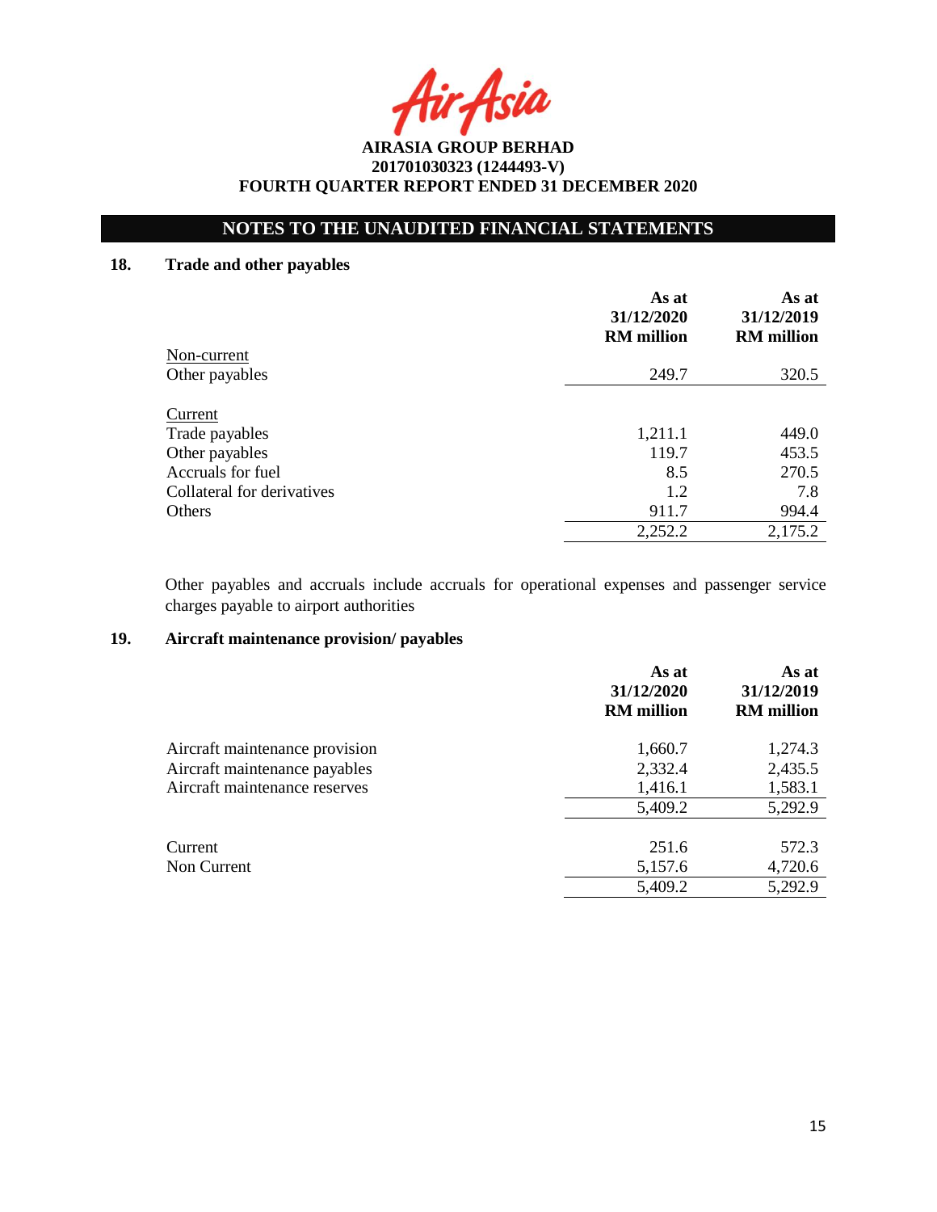**AIRASIA GROUP BERHAD**
**201701030323 (1244493-V)**
**FOURTH QUARTER REPORT ENDED 31 DECEMBER 2020**

## NOTES TO THE UNAUDITED FINANCIAL STATEMENTS

### 18. Trade and other payables

| | As at 31/12/2020 RM million | As at 31/12/2019 RM million |
|---|---|---|
| Non-current | | |
| Other payables | 249.7 | 320.5 |
| | | |
| Current | | |
| Trade payables | 1,211.1 | 449.0 |
| Other payables | 119.7 | 453.5 |
| Accruals for fuel | 8.5 | 270.5 |
| Collateral for derivatives | 1.2 | 7.8 |
| Others | 911.7 | 994.4 |
| | 2,252.2 | 2,175.2 |

Other payables and accruals include accruals for operational expenses and passenger service charges payable to airport authorities

### 19. Aircraft maintenance provision/ payables

| | As at 31/12/2020 RM million | As at 31/12/2019 RM million |
|---|---|---|
| Aircraft maintenance provision | 1,660.7 | 1,274.3 |
| Aircraft maintenance payables | 2,332.4 | 2,435.5 |
| Aircraft maintenance reserves | 1,416.1 | 1,583.1 |
| | 5,409.2 | 5,292.9 |
| | | |
| Current | 251.6 | 572.3 |
| Non Current | 5,157.6 | 4,720.6 |
| | 5,409.2 | 5,292.9 |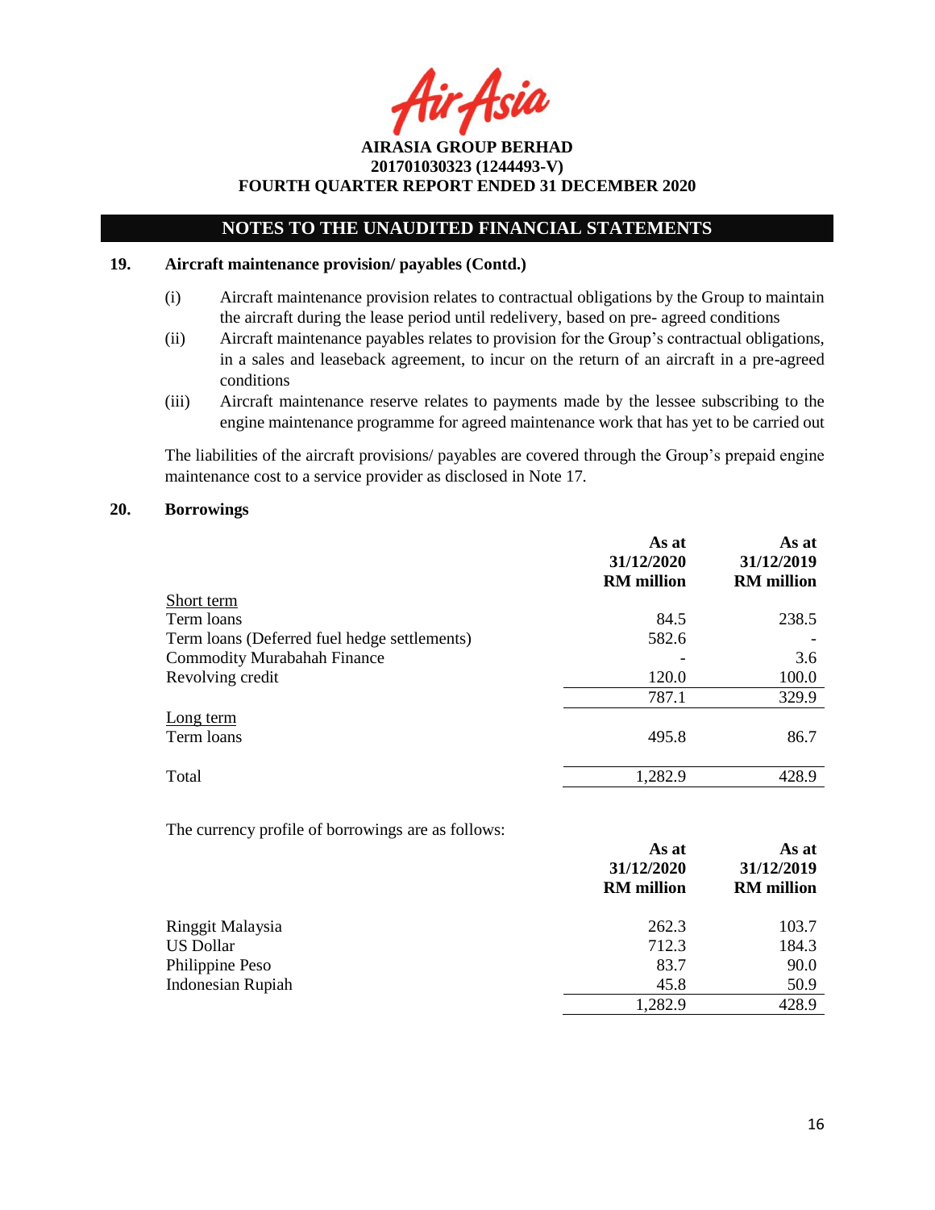AIRASIA GROUP BERHAD
201701030323 (1244493-V)
FOURTH QUARTER REPORT ENDED 31 DECEMBER 2020

## NOTES TO THE UNAUDITED FINANCIAL STATEMENTS

### 19. Aircraft maintenance provision/ payables (Contd.)

(i) Aircraft maintenance provision relates to contractual obligations by the Group to maintain the aircraft during the lease period until redelivery, based on pre- agreed conditions

(ii) Aircraft maintenance payables relates to provision for the Group's contractual obligations, in a sales and leaseback agreement, to incur on the return of an aircraft in a pre-agreed conditions

(iii) Aircraft maintenance reserve relates to payments made by the lessee subscribing to the engine maintenance programme for agreed maintenance work that has yet to be carried out

The liabilities of the aircraft provisions/ payables are covered through the Group's prepaid engine maintenance cost to a service provider as disclosed in Note 17.

### 20. Borrowings

| | As at 31/12/2020 RM million | As at 31/12/2019 RM million |
|---|---|---|
| Short term | | |
| Term loans | 84.5 | 238.5 |
| Term loans (Deferred fuel hedge settlements) | 582.6 | - |
| Commodity Murabahah Finance | - | 3.6 |
| Revolving credit | 120.0 | 100.0 |
| | 787.1 | 329.9 |
| Long term | | |
| Term loans | 495.8 | 86.7 |
| Total | 1,282.9 | 428.9 |

The currency profile of borrowings are as follows:

| | As at 31/12/2020 RM million | As at 31/12/2019 RM million |
|---|---|---|
| Ringgit Malaysia | 262.3 | 103.7 |
| US Dollar | 712.3 | 184.3 |
| Philippine Peso | 83.7 | 90.0 |
| Indonesian Rupiah | 45.8 | 50.9 |
| | 1,282.9 | 428.9 |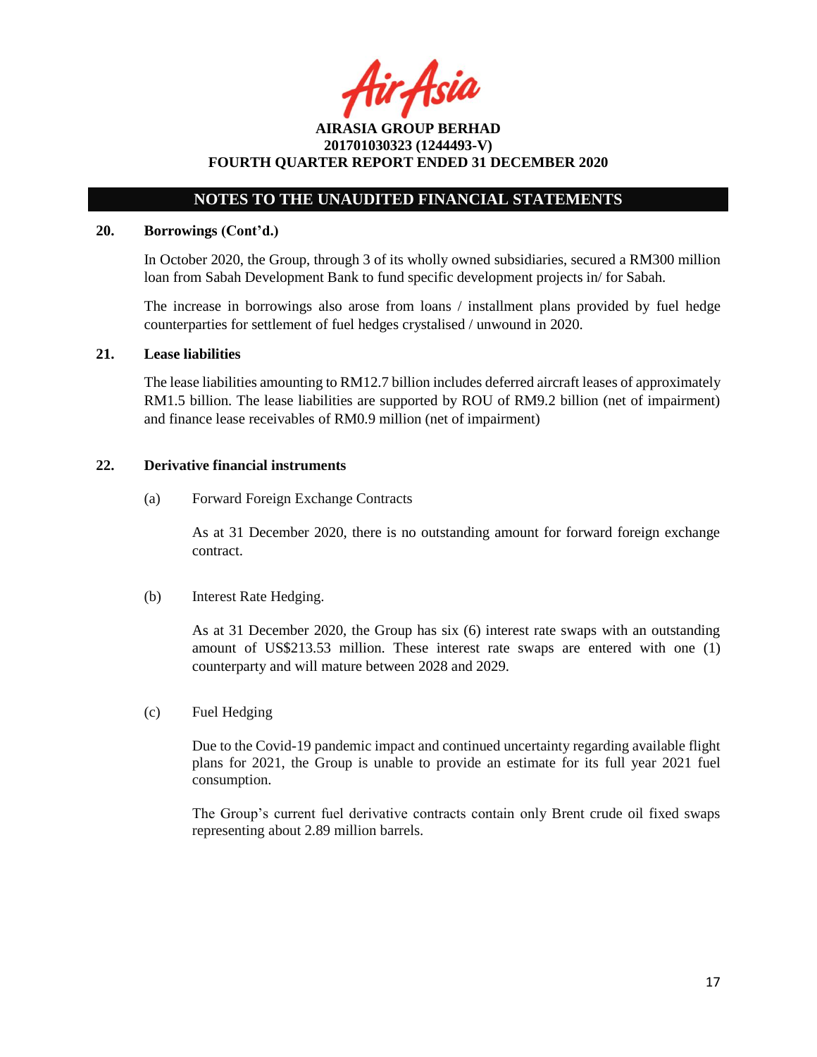## NOTES TO THE UNAUDITED FINANCIAL STATEMENTS

### 20. Borrowings (Cont'd.)

In October 2020, the Group, through 3 of its wholly owned subsidiaries, secured a RM300 million loan from Sabah Development Bank to fund specific development projects in/ for Sabah.

The increase in borrowings also arose from loans / installment plans provided by fuel hedge counterparties for settlement of fuel hedges crystalised / unwound in 2020.

### 21. Lease liabilities

The lease liabilities amounting to RM12.7 billion includes deferred aircraft leases of approximately RM1.5 billion. The lease liabilities are supported by ROU of RM9.2 billion (net of impairment) and finance lease receivables of RM0.9 million (net of impairment)

### 22. Derivative financial instruments

(a) Forward Foreign Exchange Contracts

As at 31 December 2020, there is no outstanding amount for forward foreign exchange contract.

(b) Interest Rate Hedging.

As at 31 December 2020, the Group has six (6) interest rate swaps with an outstanding amount of US$213.53 million. These interest rate swaps are entered with one (1) counterparty and will mature between 2028 and 2029.

(c) Fuel Hedging

Due to the Covid-19 pandemic impact and continued uncertainty regarding available flight plans for 2021, the Group is unable to provide an estimate for its full year 2021 fuel consumption.

The Group's current fuel derivative contracts contain only Brent crude oil fixed swaps representing about 2.89 million barrels.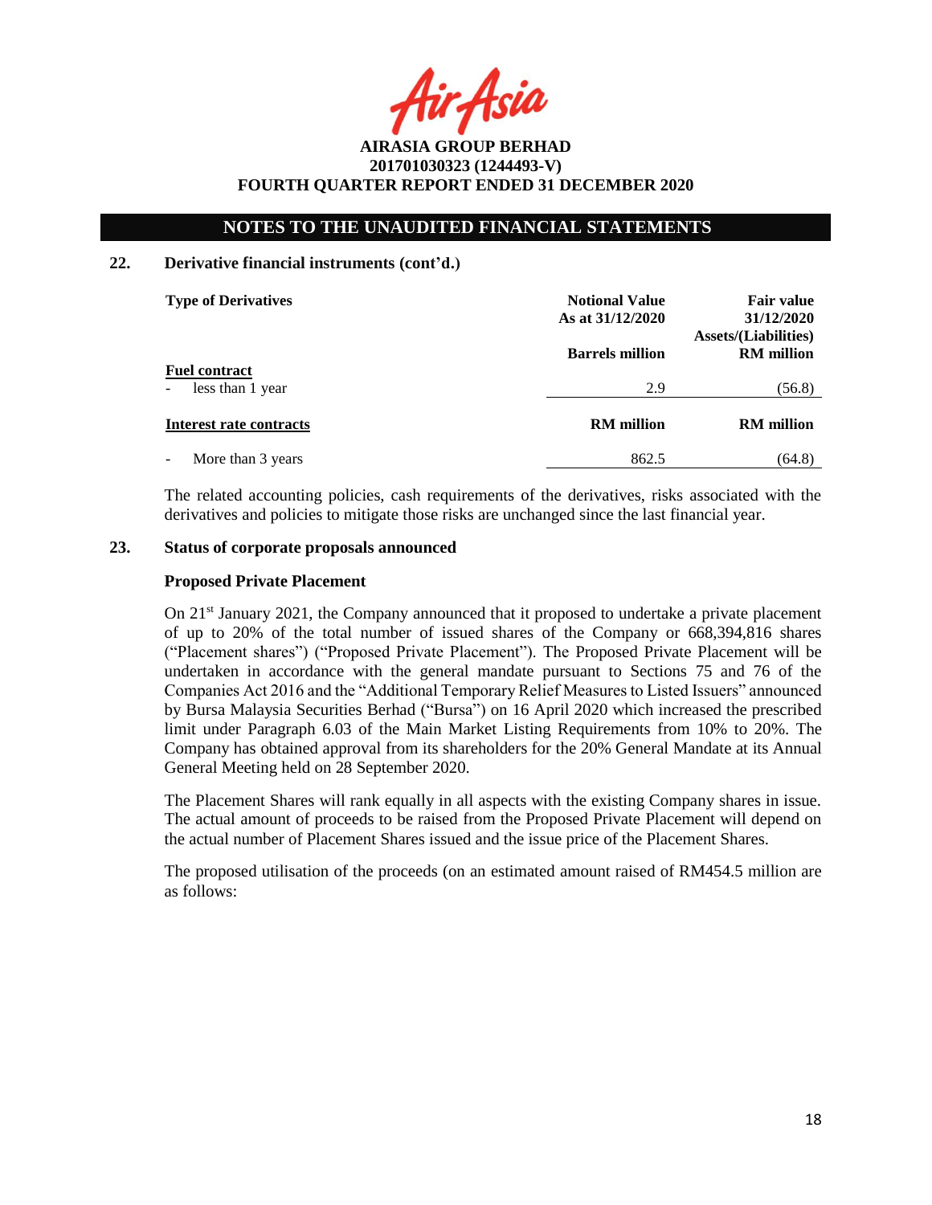## NOTES TO THE UNAUDITED FINANCIAL STATEMENTS

### 22. Derivative financial instruments (cont'd.)

| Type of Derivatives | Notional Value As at 31/12/2020 | Fair value 31/12/2020 Assets/(Liabilities) |
|---|---|---|
| | Barrels million | RM million |
| **Fuel contract** | | |
| - less than 1 year | 2.9 | (56.8) |
| **Interest rate contracts** | **RM million** | **RM million** |
| - More than 3 years | 862.5 | (64.8) |

The related accounting policies, cash requirements of the derivatives, risks associated with the derivatives and policies to mitigate those risks are unchanged since the last financial year.

### 23. Status of corporate proposals announced

**Proposed Private Placement**

On 21st January 2021, the Company announced that it proposed to undertake a private placement of up to 20% of the total number of issued shares of the Company or 668,394,816 shares ("Placement shares") ("Proposed Private Placement"). The Proposed Private Placement will be undertaken in accordance with the general mandate pursuant to Sections 75 and 76 of the Companies Act 2016 and the "Additional Temporary Relief Measures to Listed Issuers" announced by Bursa Malaysia Securities Berhad ("Bursa") on 16 April 2020 which increased the prescribed limit under Paragraph 6.03 of the Main Market Listing Requirements from 10% to 20%. The Company has obtained approval from its shareholders for the 20% General Mandate at its Annual General Meeting held on 28 September 2020.

The Placement Shares will rank equally in all aspects with the existing Company shares in issue. The actual amount of proceeds to be raised from the Proposed Private Placement will depend on the actual number of Placement Shares issued and the issue price of the Placement Shares.

The proposed utilisation of the proceeds (on an estimated amount raised of RM454.5 million are as follows: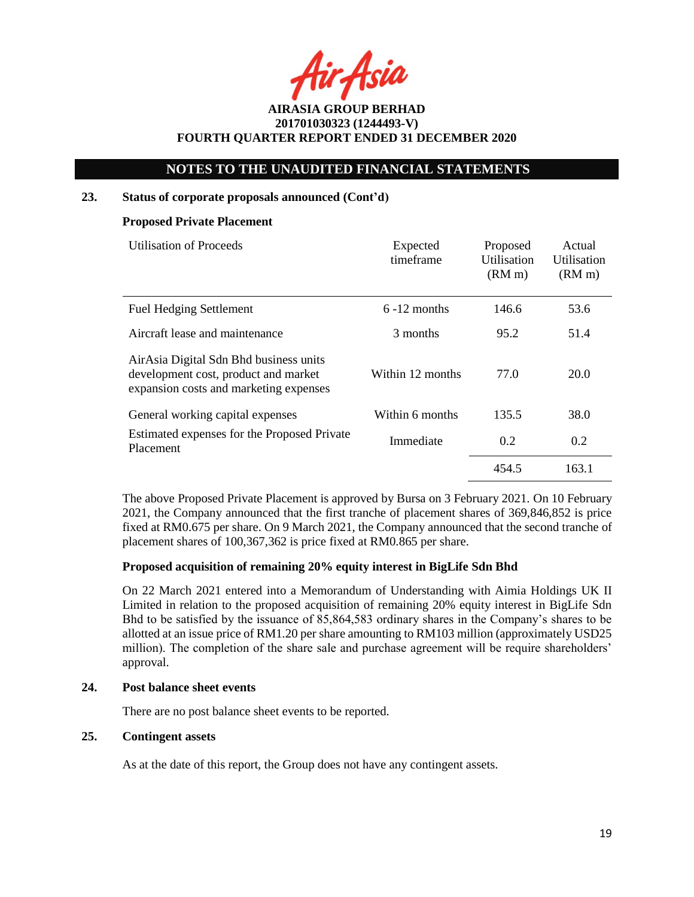## NOTES TO THE UNAUDITED FINANCIAL STATEMENTS

### 23. Status of corporate proposals announced (Cont'd)

**Proposed Private Placement**

| Utilisation of Proceeds | Expected timeframe | Proposed Utilisation (RM m) | Actual Utilisation (RM m) |
|---|---|---|---|
| Fuel Hedging Settlement | 6 -12 months | 146.6 | 53.6 |
| Aircraft lease and maintenance | 3 months | 95.2 | 51.4 |
| AirAsia Digital Sdn Bhd business units development cost, product and market expansion costs and marketing expenses | Within 12 months | 77.0 | 20.0 |
| General working capital expenses | Within 6 months | 135.5 | 38.0 |
| Estimated expenses for the Proposed Private Placement | Immediate | 0.2 | 0.2 |
| | | 454.5 | 163.1 |

The above Proposed Private Placement is approved by Bursa on 3 February 2021. On 10 February 2021, the Company announced that the first tranche of placement shares of 369,846,852 is price fixed at RM0.675 per share. On 9 March 2021, the Company announced that the second tranche of placement shares of 100,367,362 is price fixed at RM0.865 per share.

**Proposed acquisition of remaining 20% equity interest in BigLife Sdn Bhd**

On 22 March 2021 entered into a Memorandum of Understanding with Aimia Holdings UK II Limited in relation to the proposed acquisition of remaining 20% equity interest in BigLife Sdn Bhd to be satisfied by the issuance of 85,864,583 ordinary shares in the Company's shares to be allotted at an issue price of RM1.20 per share amounting to RM103 million (approximately USD25 million). The completion of the share sale and purchase agreement will be require shareholders' approval.

### 24. Post balance sheet events

There are no post balance sheet events to be reported.

### 25. Contingent assets

As at the date of this report, the Group does not have any contingent assets.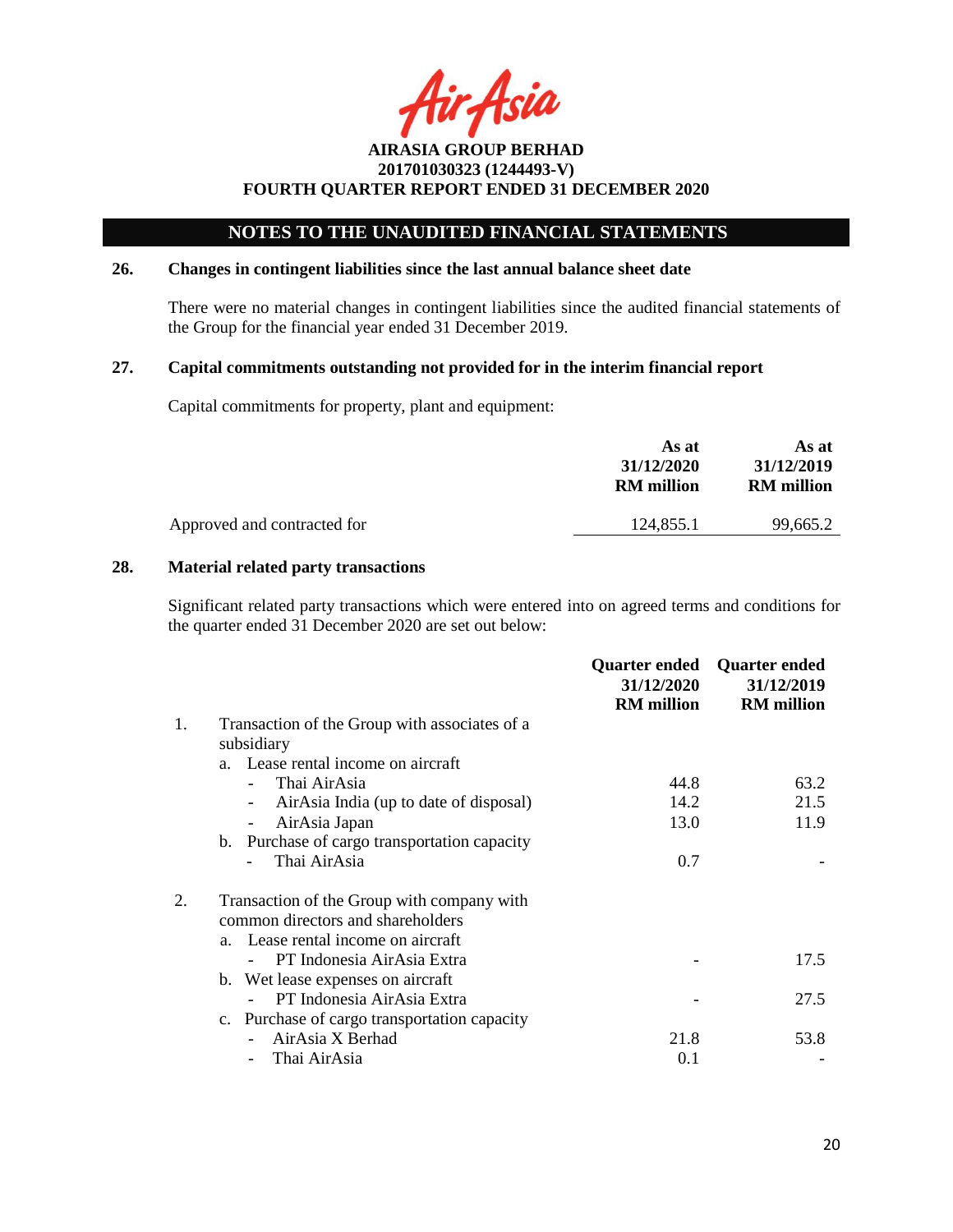**AIRASIA GROUP BERHAD**
**201701030323 (1244493-V)**
**FOURTH QUARTER REPORT ENDED 31 DECEMBER 2020**

## NOTES TO THE UNAUDITED FINANCIAL STATEMENTS

### 26. Changes in contingent liabilities since the last annual balance sheet date

There were no material changes in contingent liabilities since the audited financial statements of the Group for the financial year ended 31 December 2019.

### 27. Capital commitments outstanding not provided for in the interim financial report

Capital commitments for property, plant and equipment:

| | As at 31/12/2020 RM million | As at 31/12/2019 RM million |
|---|---|---|
| Approved and contracted for | 124,855.1 | 99,665.2 |

### 28. Material related party transactions

Significant related party transactions which were entered into on agreed terms and conditions for the quarter ended 31 December 2020 are set out below:

| | Quarter ended 31/12/2020 RM million | Quarter ended 31/12/2019 RM million |
|---|---|---|
| 1. Transaction of the Group with associates of a subsidiary | | |
| a. Lease rental income on aircraft | | |
| - Thai AirAsia | 44.8 | 63.2 |
| - AirAsia India (up to date of disposal) | 14.2 | 21.5 |
| - AirAsia Japan | 13.0 | 11.9 |
| b. Purchase of cargo transportation capacity | | |
| - Thai AirAsia | 0.7 | - |
| 2. Transaction of the Group with company with common directors and shareholders | | |
| a. Lease rental income on aircraft | | |
| - PT Indonesia AirAsia Extra | - | 17.5 |
| b. Wet lease expenses on aircraft | | |
| - PT Indonesia AirAsia Extra | - | 27.5 |
| c. Purchase of cargo transportation capacity | | |
| - AirAsia X Berhad | 21.8 | 53.8 |
| - Thai AirAsia | 0.1 | - |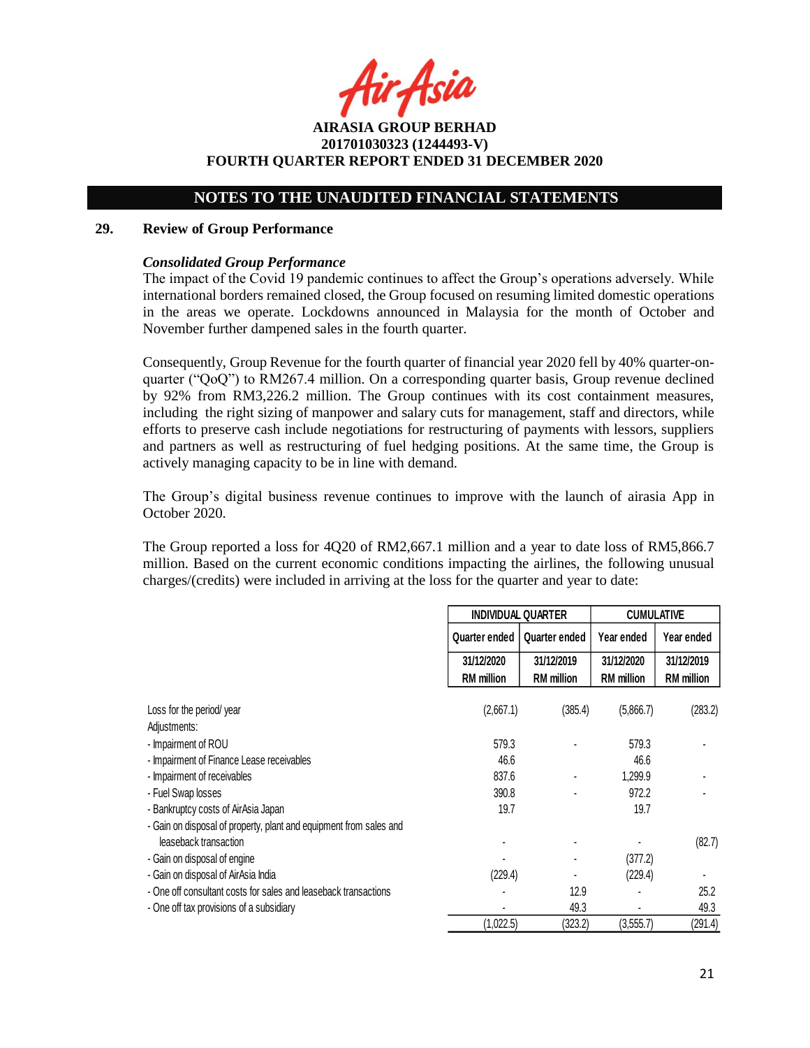## NOTES TO THE UNAUDITED FINANCIAL STATEMENTS

### 29. Review of Group Performance

***Consolidated Group Performance***

The impact of the Covid 19 pandemic continues to affect the Group's operations adversely. While international borders remained closed, the Group focused on resuming limited domestic operations in the areas we operate. Lockdowns announced in Malaysia for the month of October and November further dampened sales in the fourth quarter.

Consequently, Group Revenue for the fourth quarter of financial year 2020 fell by 40% quarter-on-quarter ("QoQ") to RM267.4 million. On a corresponding quarter basis, Group revenue declined by 92% from RM3,226.2 million. The Group continues with its cost containment measures, including the right sizing of manpower and salary cuts for management, staff and directors, while efforts to preserve cash include negotiations for restructuring of payments with lessors, suppliers and partners as well as restructuring of fuel hedging positions. At the same time, the Group is actively managing capacity to be in line with demand.

The Group's digital business revenue continues to improve with the launch of airasia App in October 2020.

The Group reported a loss for 4Q20 of RM2,667.1 million and a year to date loss of RM5,866.7 million. Based on the current economic conditions impacting the airlines, the following unusual charges/(credits) were included in arriving at the loss for the quarter and year to date:

| | INDIVIDUAL QUARTER | | CUMULATIVE | |
|---|---|---|---|---|
| | Quarter ended | Quarter ended | Year ended | Year ended |
| | 31/12/2020<br>RM million | 31/12/2019<br>RM million | 31/12/2020<br>RM million | 31/12/2019<br>RM million |
| Loss for the period/ year | (2,667.1) | (385.4) | (5,866.7) | (283.2) |
| Adjustments: | | | | |
| - Impairment of ROU | 579.3 | - | 579.3 | - |
| - Impairment of Finance Lease receivables | 46.6 | | 46.6 | |
| - Impairment of receivables | 837.6 | - | 1,299.9 | - |
| - Fuel Swap losses | 390.8 | - | 972.2 | - |
| - Bankruptcy costs of AirAsia Japan | 19.7 | | 19.7 | |
| - Gain on disposal of property, plant and equipment from sales and leaseback transaction | - | - | - | (82.7) |
| - Gain on disposal of engine | - | - | (377.2) | - |
| - Gain on disposal of AirAsia India | (229.4) | - | (229.4) | - |
| - One off consultant costs for sales and leaseback transactions | - | 12.9 | - | 25.2 |
| - One off tax provisions of a subsidiary | - | 49.3 | - | 49.3 |
| | (1,022.5) | (323.2) | (3,555.7) | (291.4) |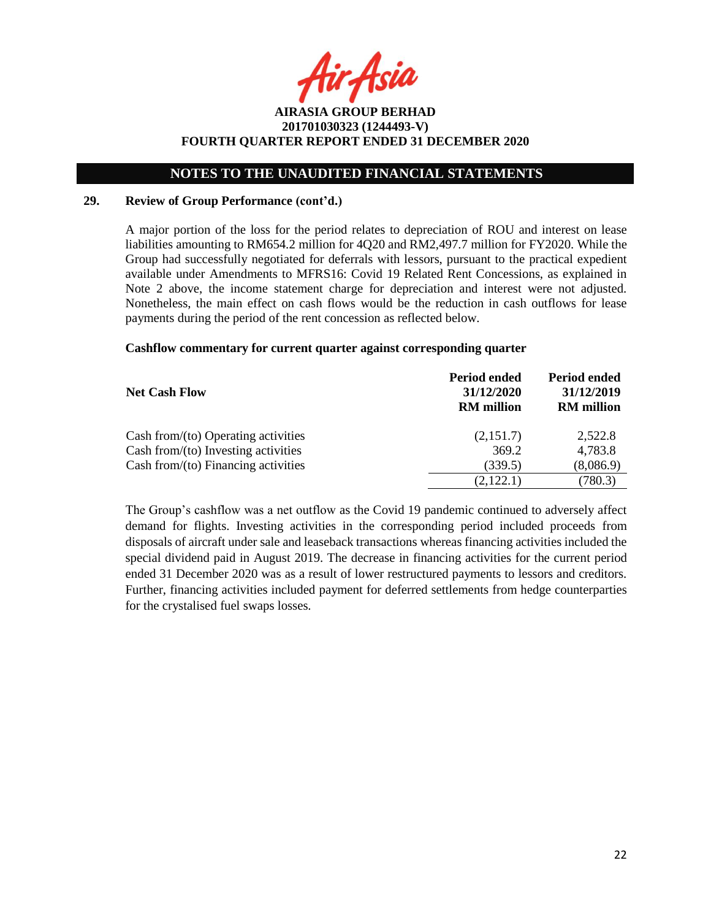## NOTES TO THE UNAUDITED FINANCIAL STATEMENTS

### 29. Review of Group Performance (cont'd.)

A major portion of the loss for the period relates to depreciation of ROU and interest on lease liabilities amounting to RM654.2 million for 4Q20 and RM2,497.7 million for FY2020. While the Group had successfully negotiated for deferrals with lessors, pursuant to the practical expedient available under Amendments to MFRS16: Covid 19 Related Rent Concessions, as explained in Note 2 above, the income statement charge for depreciation and interest were not adjusted. Nonetheless, the main effect on cash flows would be the reduction in cash outflows for lease payments during the period of the rent concession as reflected below.

**Cashflow commentary for current quarter against corresponding quarter**

| Net Cash Flow | Period ended 31/12/2020 RM million | Period ended 31/12/2019 RM million |
|---|---|---|
| Cash from/(to) Operating activities | (2,151.7) | 2,522.8 |
| Cash from/(to) Investing activities | 369.2 | 4,783.8 |
| Cash from/(to) Financing activities | (339.5) | (8,086.9) |
| | (2,122.1) | (780.3) |

The Group's cashflow was a net outflow as the Covid 19 pandemic continued to adversely affect demand for flights. Investing activities in the corresponding period included proceeds from disposals of aircraft under sale and leaseback transactions whereas financing activities included the special dividend paid in August 2019. The decrease in financing activities for the current period ended 31 December 2020 was as a result of lower restructured payments to lessors and creditors. Further, financing activities included payment for deferred settlements from hedge counterparties for the crystalised fuel swaps losses.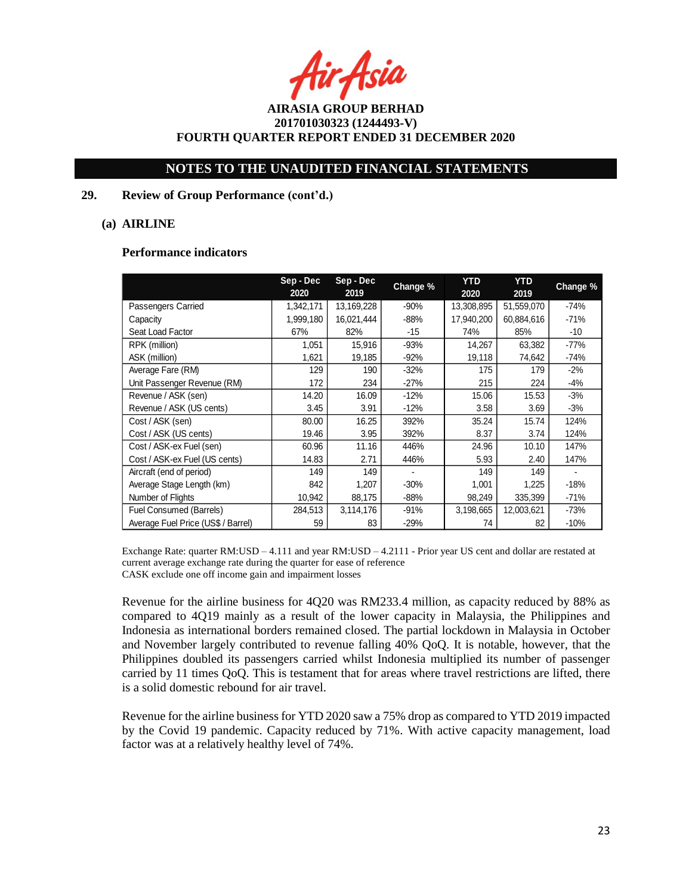**AIRASIA GROUP BERHAD**
**201701030323 (1244493-V)**
**FOURTH QUARTER REPORT ENDED 31 DECEMBER 2020**

## NOTES TO THE UNAUDITED FINANCIAL STATEMENTS

### 29. Review of Group Performance (cont'd.)

#### (a) AIRLINE

**Performance indicators**

| | Sep - Dec 2020 | Sep - Dec 2019 | Change % | YTD 2020 | YTD 2019 | Change % |
|---|---|---|---|---|---|---|
| Passengers Carried | 1,342,171 | 13,169,228 | -90% | 13,308,895 | 51,559,070 | -74% |
| Capacity | 1,999,180 | 16,021,444 | -88% | 17,940,200 | 60,884,616 | -71% |
| Seat Load Factor | 67% | 82% | -15 | 74% | 85% | -10 |
| RPK (million) | 1,051 | 15,916 | -93% | 14,267 | 63,382 | -77% |
| ASK (million) | 1,621 | 19,185 | -92% | 19,118 | 74,642 | -74% |
| Average Fare (RM) | 129 | 190 | -32% | 175 | 179 | -2% |
| Unit Passenger Revenue (RM) | 172 | 234 | -27% | 215 | 224 | -4% |
| Revenue / ASK (sen) | 14.20 | 16.09 | -12% | 15.06 | 15.53 | -3% |
| Revenue / ASK (US cents) | 3.45 | 3.91 | -12% | 3.58 | 3.69 | -3% |
| Cost / ASK (sen) | 80.00 | 16.25 | 392% | 35.24 | 15.74 | 124% |
| Cost / ASK (US cents) | 19.46 | 3.95 | 392% | 8.37 | 3.74 | 124% |
| Cost / ASK-ex Fuel (sen) | 60.96 | 11.16 | 446% | 24.96 | 10.10 | 147% |
| Cost / ASK-ex Fuel (US cents) | 14.83 | 2.71 | 446% | 5.93 | 2.40 | 147% |
| Aircraft (end of period) | 149 | 149 | - | 149 | 149 | - |
| Average Stage Length (km) | 842 | 1,207 | -30% | 1,001 | 1,225 | -18% |
| Number of Flights | 10,942 | 88,175 | -88% | 98,249 | 335,399 | -71% |
| Fuel Consumed (Barrels) | 284,513 | 3,114,176 | -91% | 3,198,665 | 12,003,621 | -73% |
| Average Fuel Price (US$ / Barrel) | 59 | 83 | -29% | 74 | 82 | -10% |

Exchange Rate: quarter RM:USD – 4.111 and year RM:USD – 4.2111 - Prior year US cent and dollar are restated at current average exchange rate during the quarter for ease of reference
CASK exclude one off income gain and impairment losses

Revenue for the airline business for 4Q20 was RM233.4 million, as capacity reduced by 88% as compared to 4Q19 mainly as a result of the lower capacity in Malaysia, the Philippines and Indonesia as international borders remained closed. The partial lockdown in Malaysia in October and November largely contributed to revenue falling 40% QoQ. It is notable, however, that the Philippines doubled its passengers carried whilst Indonesia multiplied its number of passenger carried by 11 times QoQ. This is testament that for areas where travel restrictions are lifted, there is a solid domestic rebound for air travel.

Revenue for the airline business for YTD 2020 saw a 75% drop as compared to YTD 2019 impacted by the Covid 19 pandemic. Capacity reduced by 71%. With active capacity management, load factor was at a relatively healthy level of 74%.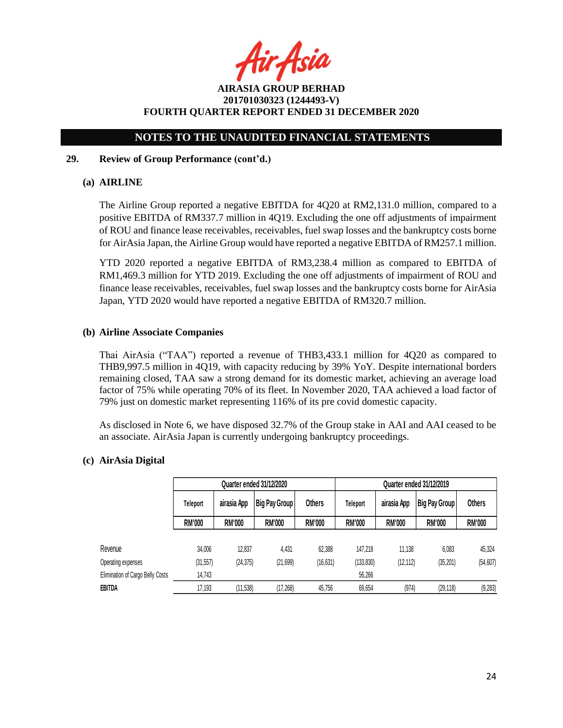**NOTES TO THE UNAUDITED FINANCIAL STATEMENTS**

**29. Review of Group Performance (cont'd.)**

**(a) AIRLINE**

The Airline Group reported a negative EBITDA for 4Q20 at RM2,131.0 million, compared to a positive EBITDA of RM337.7 million in 4Q19. Excluding the one off adjustments of impairment of ROU and finance lease receivables, receivables, fuel swap losses and the bankruptcy costs borne for AirAsia Japan, the Airline Group would have reported a negative EBITDA of RM257.1 million.

YTD 2020 reported a negative EBITDA of RM3,238.4 million as compared to EBITDA of RM1,469.3 million for YTD 2019. Excluding the one off adjustments of impairment of ROU and finance lease receivables, receivables, fuel swap losses and the bankruptcy costs borne for AirAsia Japan, YTD 2020 would have reported a negative EBITDA of RM320.7 million.

**(b) Airline Associate Companies**

Thai AirAsia ("TAA") reported a revenue of THB3,433.1 million for 4Q20 as compared to THB9,997.5 million in 4Q19, with capacity reducing by 39% YoY. Despite international borders remaining closed, TAA saw a strong demand for its domestic market, achieving an average load factor of 75% while operating 70% of its fleet. In November 2020, TAA achieved a load factor of 79% just on domestic market representing 116% of its pre covid domestic capacity.

As disclosed in Note 6, we have disposed 32.7% of the Group stake in AAI and AAI ceased to be an associate. AirAsia Japan is currently undergoing bankruptcy proceedings.

**(c) AirAsia Digital**

| | Quarter ended 31/12/2020 | | | | Quarter ended 31/12/2019 | | | |
|---|---|---|---|---|---|---|---|---|
| | Teleport | airasia App | Big Pay Group | Others | Teleport | airasia App | Big Pay Group | Others |
| | RM'000 | RM'000 | RM'000 | RM'000 | RM'000 | RM'000 | RM'000 | RM'000 |
| Revenue | 34,006 | 12,837 | 4,431 | 62,388 | 147,218 | 11,138 | 6,083 | 45,324 |
| Operating expenses | (31,557) | (24,375) | (21,699) | (16,631) | (133,830) | (12,112) | (35,201) | (54,607) |
| Elimination of Cargo Belly Costs | 14,743 | | | | 56,266 | | | |
| **EBITDA** | 17,193 | (11,538) | (17,268) | 45,756 | 69,654 | (974) | (29,118) | (9,283) |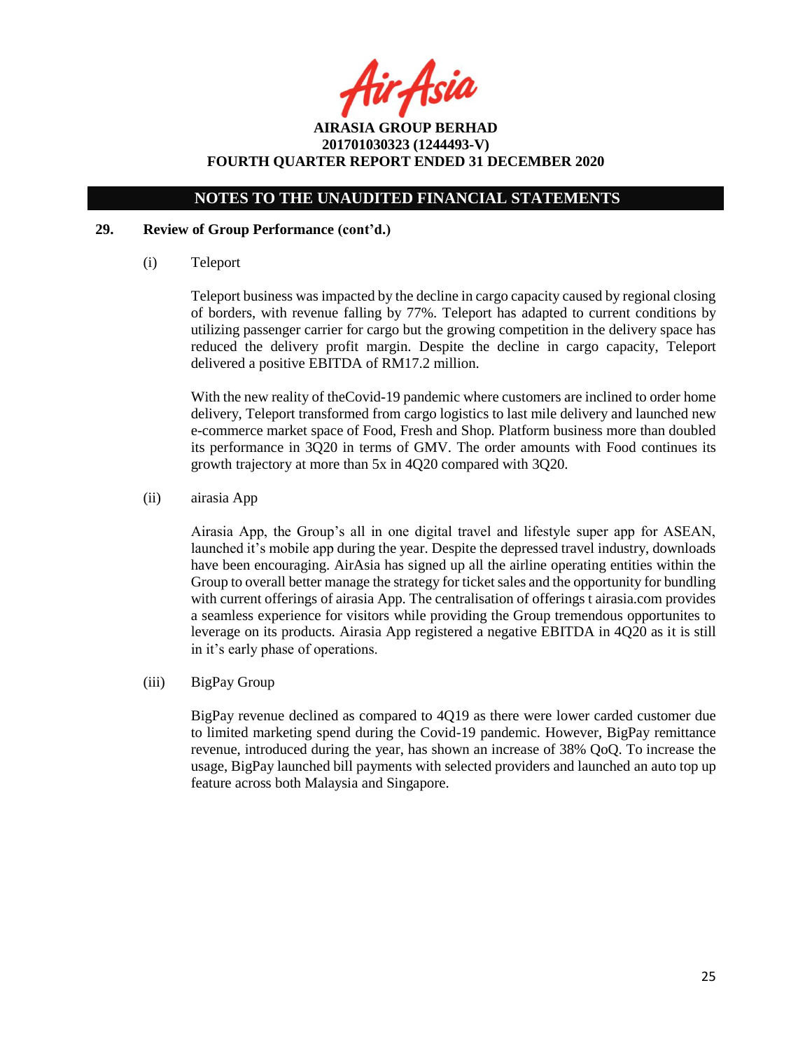**NOTES TO THE UNAUDITED FINANCIAL STATEMENTS**

**29. Review of Group Performance (cont'd.)**

(i) Teleport

Teleport business was impacted by the decline in cargo capacity caused by regional closing of borders, with revenue falling by 77%. Teleport has adapted to current conditions by utilizing passenger carrier for cargo but the growing competition in the delivery space has reduced the delivery profit margin. Despite the decline in cargo capacity, Teleport delivered a positive EBITDA of RM17.2 million.

With the new reality of theCovid-19 pandemic where customers are inclined to order home delivery, Teleport transformed from cargo logistics to last mile delivery and launched new e-commerce market space of Food, Fresh and Shop. Platform business more than doubled its performance in 3Q20 in terms of GMV. The order amounts with Food continues its growth trajectory at more than 5x in 4Q20 compared with 3Q20.

(ii) airasia App

Airasia App, the Group's all in one digital travel and lifestyle super app for ASEAN, launched it's mobile app during the year. Despite the depressed travel industry, downloads have been encouraging. AirAsia has signed up all the airline operating entities within the Group to overall better manage the strategy for ticket sales and the opportunity for bundling with current offerings of airasia App. The centralisation of offerings t airasia.com provides a seamless experience for visitors while providing the Group tremendous opportunites to leverage on its products. Airasia App registered a negative EBITDA in 4Q20 as it is still in it's early phase of operations.

(iii) BigPay Group

BigPay revenue declined as compared to 4Q19 as there were lower carded customer due to limited marketing spend during the Covid-19 pandemic. However, BigPay remittance revenue, introduced during the year, has shown an increase of 38% QoQ. To increase the usage, BigPay launched bill payments with selected providers and launched an auto top up feature across both Malaysia and Singapore.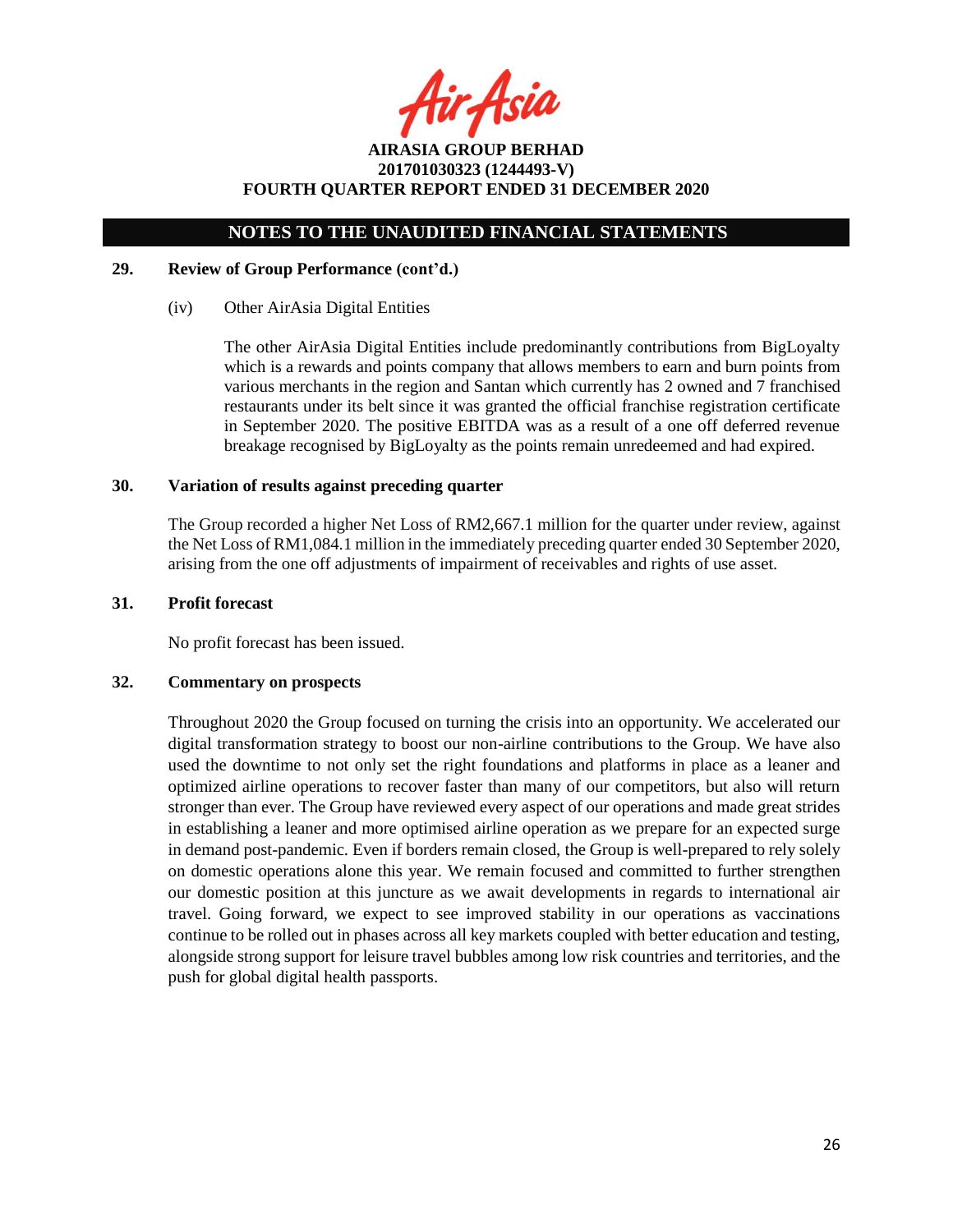## NOTES TO THE UNAUDITED FINANCIAL STATEMENTS

### 29. Review of Group Performance (cont'd.)

(iv) Other AirAsia Digital Entities

The other AirAsia Digital Entities include predominantly contributions from BigLoyalty which is a rewards and points company that allows members to earn and burn points from various merchants in the region and Santan which currently has 2 owned and 7 franchised restaurants under its belt since it was granted the official franchise registration certificate in September 2020. The positive EBITDA was as a result of a one off deferred revenue breakage recognised by BigLoyalty as the points remain unredeemed and had expired.

### 30. Variation of results against preceding quarter

The Group recorded a higher Net Loss of RM2,667.1 million for the quarter under review, against the Net Loss of RM1,084.1 million in the immediately preceding quarter ended 30 September 2020, arising from the one off adjustments of impairment of receivables and rights of use asset.

### 31. Profit forecast

No profit forecast has been issued.

### 32. Commentary on prospects

Throughout 2020 the Group focused on turning the crisis into an opportunity. We accelerated our digital transformation strategy to boost our non-airline contributions to the Group. We have also used the downtime to not only set the right foundations and platforms in place as a leaner and optimized airline operations to recover faster than many of our competitors, but also will return stronger than ever. The Group have reviewed every aspect of our operations and made great strides in establishing a leaner and more optimised airline operation as we prepare for an expected surge in demand post-pandemic. Even if borders remain closed, the Group is well-prepared to rely solely on domestic operations alone this year. We remain focused and committed to further strengthen our domestic position at this juncture as we await developments in regards to international air travel. Going forward, we expect to see improved stability in our operations as vaccinations continue to be rolled out in phases across all key markets coupled with better education and testing, alongside strong support for leisure travel bubbles among low risk countries and territories, and the push for global digital health passports.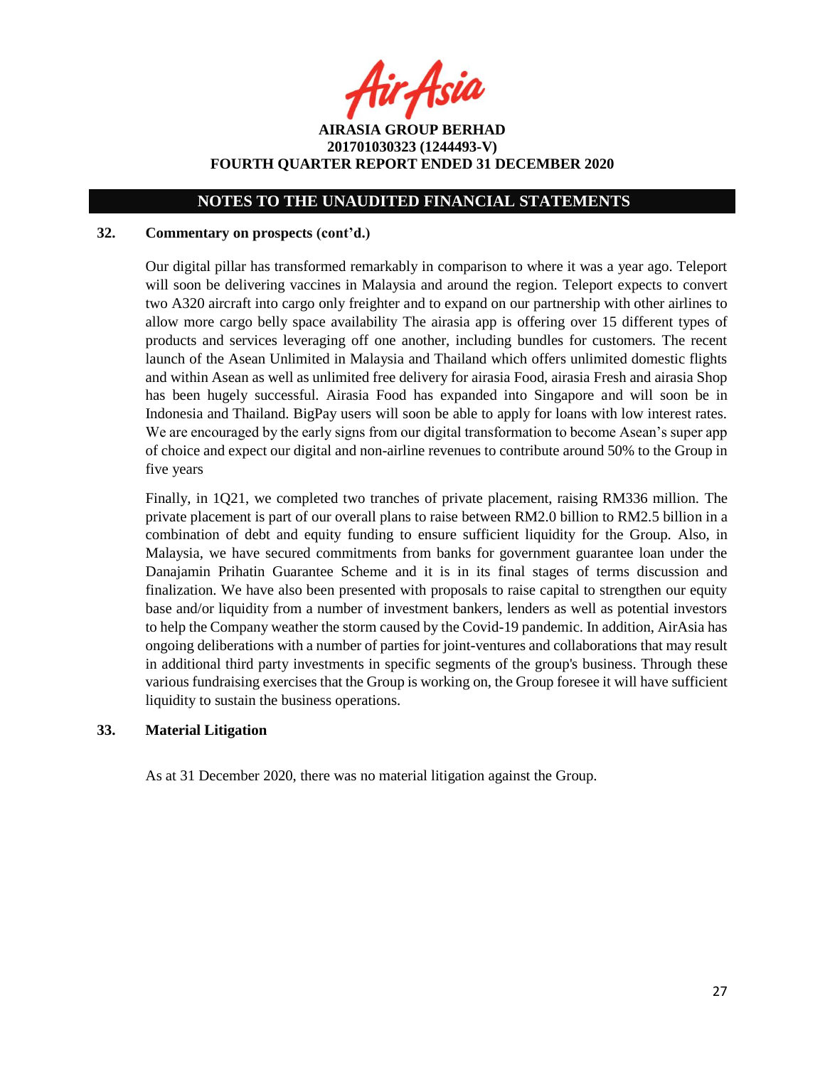## NOTES TO THE UNAUDITED FINANCIAL STATEMENTS

### 32. Commentary on prospects (cont'd.)

Our digital pillar has transformed remarkably in comparison to where it was a year ago. Teleport will soon be delivering vaccines in Malaysia and around the region. Teleport expects to convert two A320 aircraft into cargo only freighter and to expand on our partnership with other airlines to allow more cargo belly space availability The airasia app is offering over 15 different types of products and services leveraging off one another, including bundles for customers. The recent launch of the Asean Unlimited in Malaysia and Thailand which offers unlimited domestic flights and within Asean as well as unlimited free delivery for airasia Food, airasia Fresh and airasia Shop has been hugely successful. Airasia Food has expanded into Singapore and will soon be in Indonesia and Thailand. BigPay users will soon be able to apply for loans with low interest rates. We are encouraged by the early signs from our digital transformation to become Asean's super app of choice and expect our digital and non-airline revenues to contribute around 50% to the Group in five years

Finally, in 1Q21, we completed two tranches of private placement, raising RM336 million. The private placement is part of our overall plans to raise between RM2.0 billion to RM2.5 billion in a combination of debt and equity funding to ensure sufficient liquidity for the Group. Also, in Malaysia, we have secured commitments from banks for government guarantee loan under the Danajamin Prihatin Guarantee Scheme and it is in its final stages of terms discussion and finalization. We have also been presented with proposals to raise capital to strengthen our equity base and/or liquidity from a number of investment bankers, lenders as well as potential investors to help the Company weather the storm caused by the Covid-19 pandemic. In addition, AirAsia has ongoing deliberations with a number of parties for joint-ventures and collaborations that may result in additional third party investments in specific segments of the group's business. Through these various fundraising exercises that the Group is working on, the Group foresee it will have sufficient liquidity to sustain the business operations.

### 33. Material Litigation

As at 31 December 2020, there was no material litigation against the Group.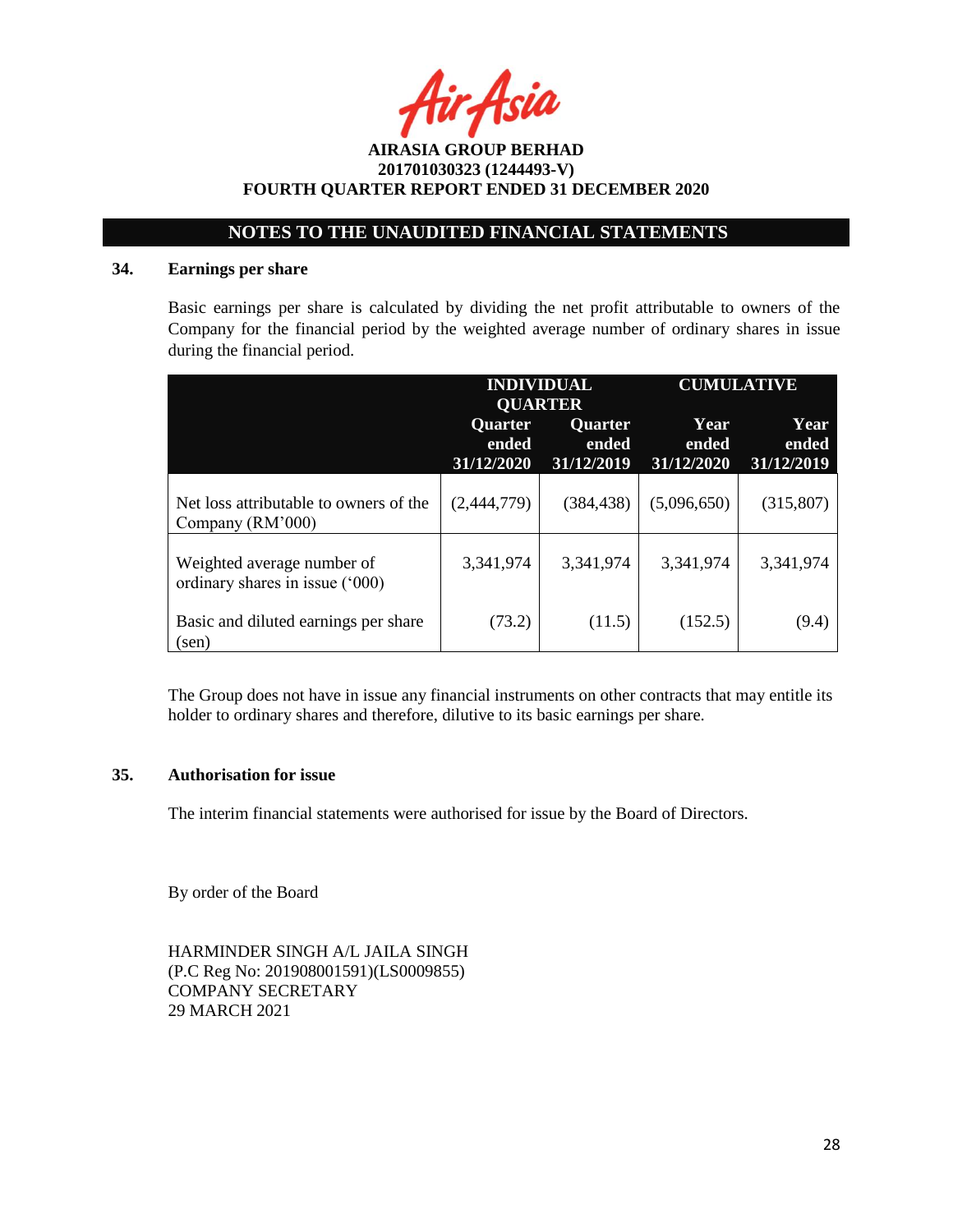**AIRASIA GROUP BERHAD**
**201701030323 (1244493-V)**
**FOURTH QUARTER REPORT ENDED 31 DECEMBER 2020**

## NOTES TO THE UNAUDITED FINANCIAL STATEMENTS

### 34. Earnings per share

Basic earnings per share is calculated by dividing the net profit attributable to owners of the Company for the financial period by the weighted average number of ordinary shares in issue during the financial period.

| | INDIVIDUAL QUARTER | | CUMULATIVE | |
|---|---|---|---|---|
| | Quarter ended 31/12/2020 | Quarter ended 31/12/2019 | Year ended 31/12/2020 | Year ended 31/12/2019 |
| Net loss attributable to owners of the Company (RM'000) | (2,444,779) | (384,438) | (5,096,650) | (315,807) |
| Weighted average number of ordinary shares in issue ('000) | 3,341,974 | 3,341,974 | 3,341,974 | 3,341,974 |
| Basic and diluted earnings per share (sen) | (73.2) | (11.5) | (152.5) | (9.4) |

The Group does not have in issue any financial instruments on other contracts that may entitle its holder to ordinary shares and therefore, dilutive to its basic earnings per share.

### 35. Authorisation for issue

The interim financial statements were authorised for issue by the Board of Directors.

By order of the Board

HARMINDER SINGH A/L JAILA SINGH
(P.C Reg No: 201908001591)(LS0009855)
COMPANY SECRETARY
29 MARCH 2021